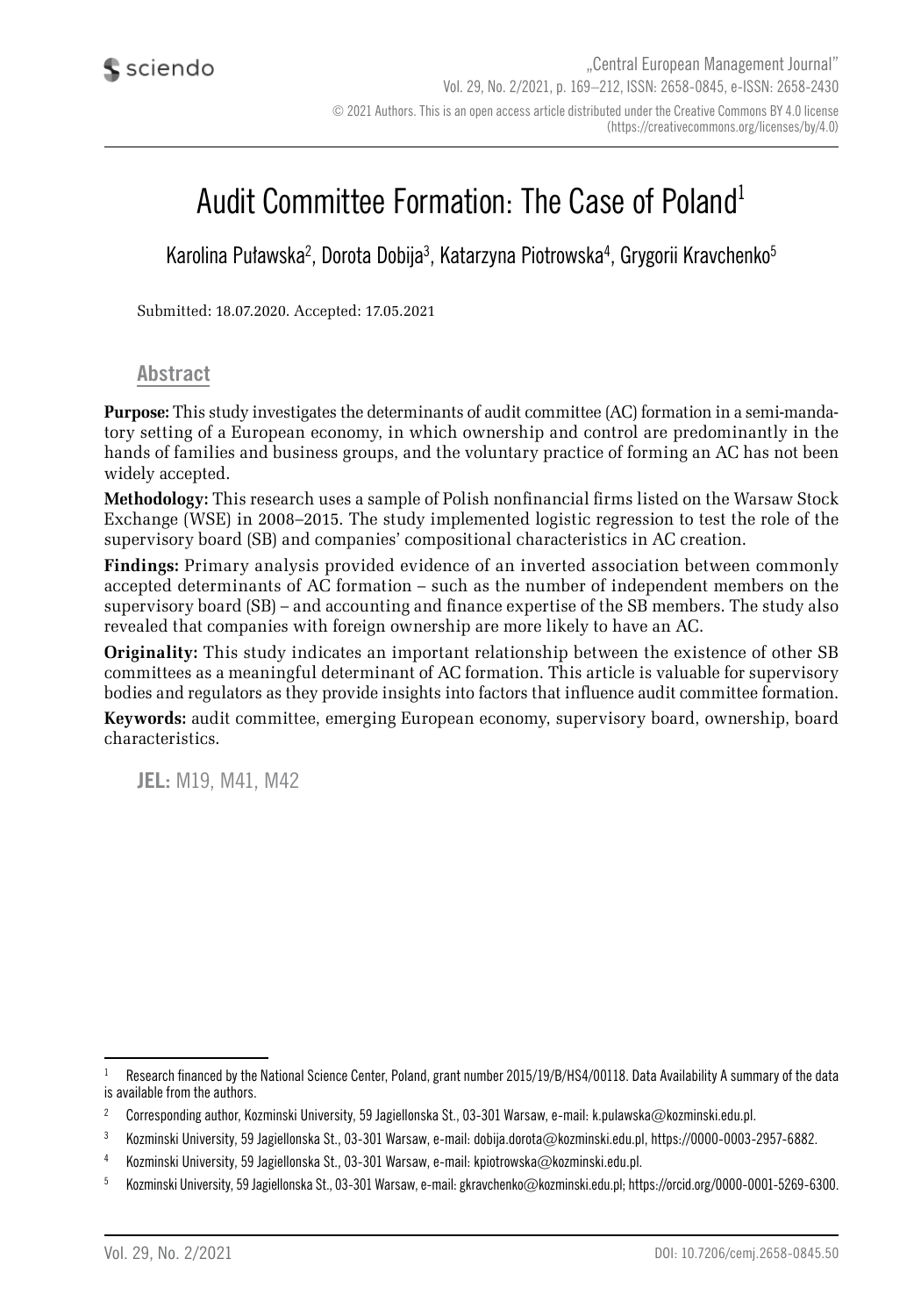# Audit Committee Formation: The Case of Poland[1]

Karolina Puławska[2], Dorota Dobija[3], Katarzyna Piotrowska[4], Grygorii Kravchenko[5]

Submitted: 18.07.2020. Accepted: 17.05.2021

## Abstract

**Purpose:** This study investigates the determinants of audit committee (AC) formation in a semi-mandatory setting of a European economy, in which ownership and control are predominantly in the hands of families and business groups, and the voluntary practice of forming an AC has not been widely accepted.

**Methodology:** This research uses a sample of Polish nonfinancial firms listed on the Warsaw Stock Exchange (WSE) in 2008–2015. The study implemented logistic regression to test the role of the supervisory board (SB) and companies' compositional characteristics in AC creation.

**Findings:** Primary analysis provided evidence of an inverted association between commonly accepted determinants of AC formation – such as the number of independent members on the supervisory board (SB) – and accounting and finance expertise of the SB members. The study also revealed that companies with foreign ownership are more likely to have an AC.

**Originality:** This study indicates an important relationship between the existence of other SB committees as a meaningful determinant of AC formation. This article is valuable for supervisory bodies and regulators as they provide insights into factors that influence audit committee formation.

**Keywords:** audit committee, emerging European economy, supervisory board, ownership, board characteristics.

**JEL:** M19, M41, M42

---

[1] Research financed by the National Science Center, Poland, grant number 2015/19/B/HS4/00118. Data Availability A summary of the data is available from the authors.

[2] Corresponding author, Kozminski University, 59 Jagiellonska St., 03-301 Warsaw, e-mail: k.pulawska@kozminski.edu.pl.

[3] Kozminski University, 59 Jagiellonska St., 03-301 Warsaw, e-mail: dobija.dorota@kozminski.edu.pl, https://0000-0003-2957-6882.

[4] Kozminski University, 59 Jagiellonska St., 03-301 Warsaw, e-mail: kpiotrowska@kozminski.edu.pl.

[5] Kozminski University, 59 Jagiellonska St., 03-301 Warsaw, e-mail: gkravchenko@kozminski.edu.pl; https://orcid.org/0000-0001-5269-6300.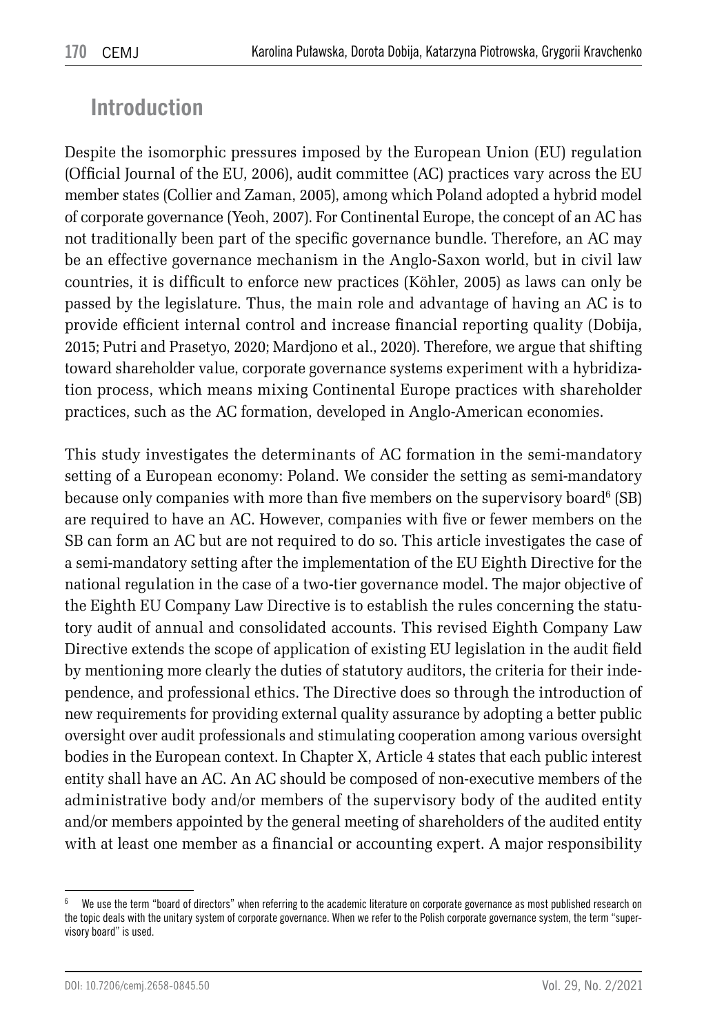## Introduction

Despite the isomorphic pressures imposed by the European Union (EU) regulation (Official Journal of the EU, 2006), audit committee (AC) practices vary across the EU member states (Collier and Zaman, 2005), among which Poland adopted a hybrid model of corporate governance (Yeoh, 2007). For Continental Europe, the concept of an AC has not traditionally been part of the specific governance bundle. Therefore, an AC may be an effective governance mechanism in the Anglo-Saxon world, but in civil law countries, it is difficult to enforce new practices (Köhler, 2005) as laws can only be passed by the legislature. Thus, the main role and advantage of having an AC is to provide efficient internal control and increase financial reporting quality (Dobija, 2015; Putri and Prasetyo, 2020; Mardjono et al., 2020). Therefore, we argue that shifting toward shareholder value, corporate governance systems experiment with a hybridization process, which means mixing Continental Europe practices with shareholder practices, such as the AC formation, developed in Anglo-American economies.

This study investigates the determinants of AC formation in the semi-mandatory setting of a European economy: Poland. We consider the setting as semi-mandatory because only companies with more than five members on the supervisory board[6] (SB) are required to have an AC. However, companies with five or fewer members on the SB can form an AC but are not required to do so. This article investigates the case of a semi-mandatory setting after the implementation of the EU Eighth Directive for the national regulation in the case of a two-tier governance model. The major objective of the Eighth EU Company Law Directive is to establish the rules concerning the statutory audit of annual and consolidated accounts. This revised Eighth Company Law Directive extends the scope of application of existing EU legislation in the audit field by mentioning more clearly the duties of statutory auditors, the criteria for their independence, and professional ethics. The Directive does so through the introduction of new requirements for providing external quality assurance by adopting a better public oversight over audit professionals and stimulating cooperation among various oversight bodies in the European context. In Chapter X, Article 4 states that each public interest entity shall have an AC. An AC should be composed of non-executive members of the administrative body and/or members of the supervisory body of the audited entity and/or members appointed by the general meeting of shareholders of the audited entity with at least one member as a financial or accounting expert. A major responsibility

[6] We use the term "board of directors" when referring to the academic literature on corporate governance as most published research on the topic deals with the unitary system of corporate governance. When we refer to the Polish corporate governance system, the term "supervisory board" is used.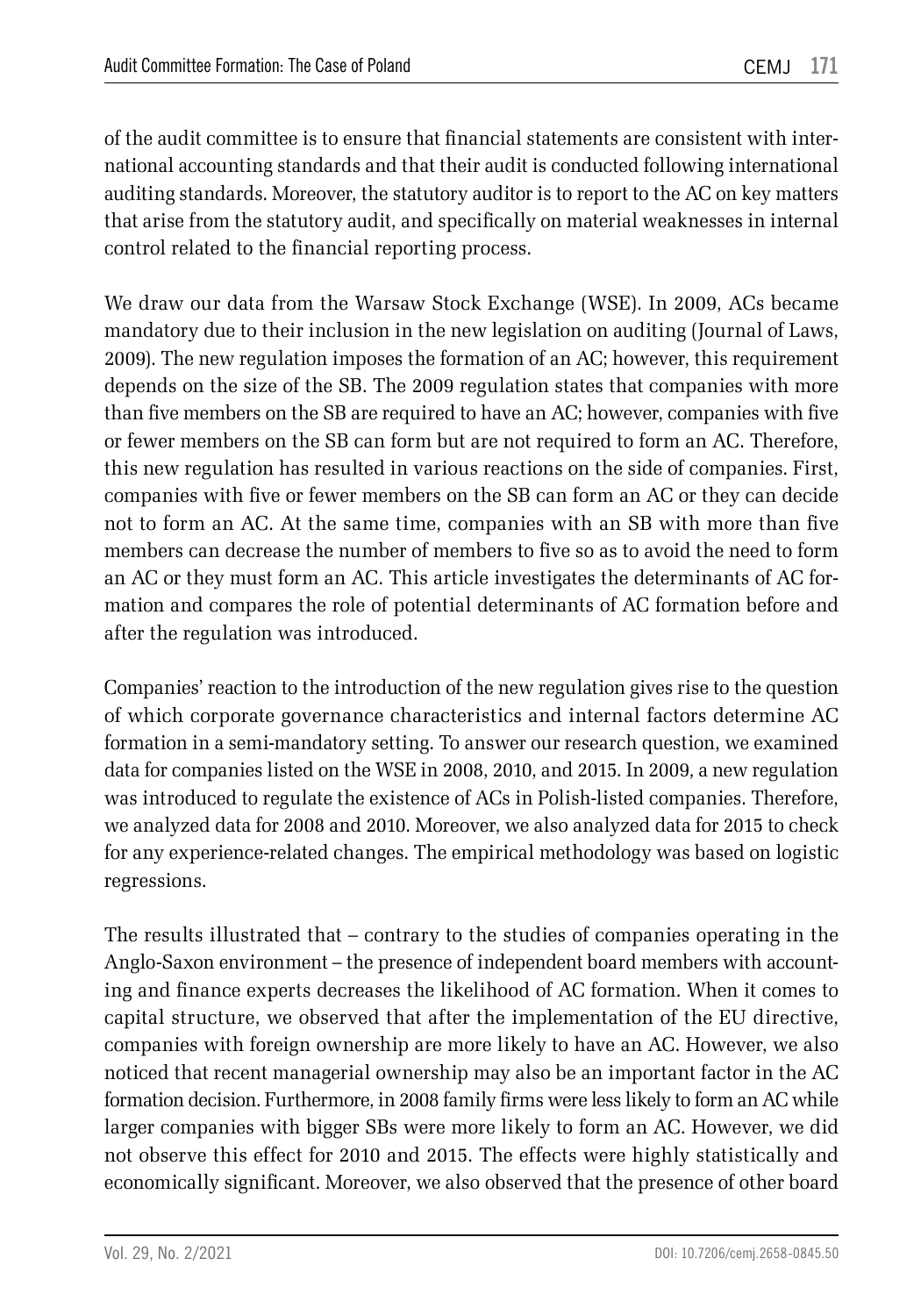of the audit committee is to ensure that financial statements are consistent with international accounting standards and that their audit is conducted following international auditing standards. Moreover, the statutory auditor is to report to the AC on key matters that arise from the statutory audit, and specifically on material weaknesses in internal control related to the financial reporting process.

We draw our data from the Warsaw Stock Exchange (WSE). In 2009, ACs became mandatory due to their inclusion in the new legislation on auditing (Journal of Laws, 2009). The new regulation imposes the formation of an AC; however, this requirement depends on the size of the SB. The 2009 regulation states that companies with more than five members on the SB are required to have an AC; however, companies with five or fewer members on the SB can form but are not required to form an AC. Therefore, this new regulation has resulted in various reactions on the side of companies. First, companies with five or fewer members on the SB can form an AC or they can decide not to form an AC. At the same time, companies with an SB with more than five members can decrease the number of members to five so as to avoid the need to form an AC or they must form an AC. This article investigates the determinants of AC formation and compares the role of potential determinants of AC formation before and after the regulation was introduced.

Companies' reaction to the introduction of the new regulation gives rise to the question of which corporate governance characteristics and internal factors determine AC formation in a semi-mandatory setting. To answer our research question, we examined data for companies listed on the WSE in 2008, 2010, and 2015. In 2009, a new regulation was introduced to regulate the existence of ACs in Polish-listed companies. Therefore, we analyzed data for 2008 and 2010. Moreover, we also analyzed data for 2015 to check for any experience-related changes. The empirical methodology was based on logistic regressions.

The results illustrated that – contrary to the studies of companies operating in the Anglo-Saxon environment – the presence of independent board members with accounting and finance experts decreases the likelihood of AC formation. When it comes to capital structure, we observed that after the implementation of the EU directive, companies with foreign ownership are more likely to have an AC. However, we also noticed that recent managerial ownership may also be an important factor in the AC formation decision. Furthermore, in 2008 family firms were less likely to form an AC while larger companies with bigger SBs were more likely to form an AC. However, we did not observe this effect for 2010 and 2015. The effects were highly statistically and economically significant. Moreover, we also observed that the presence of other board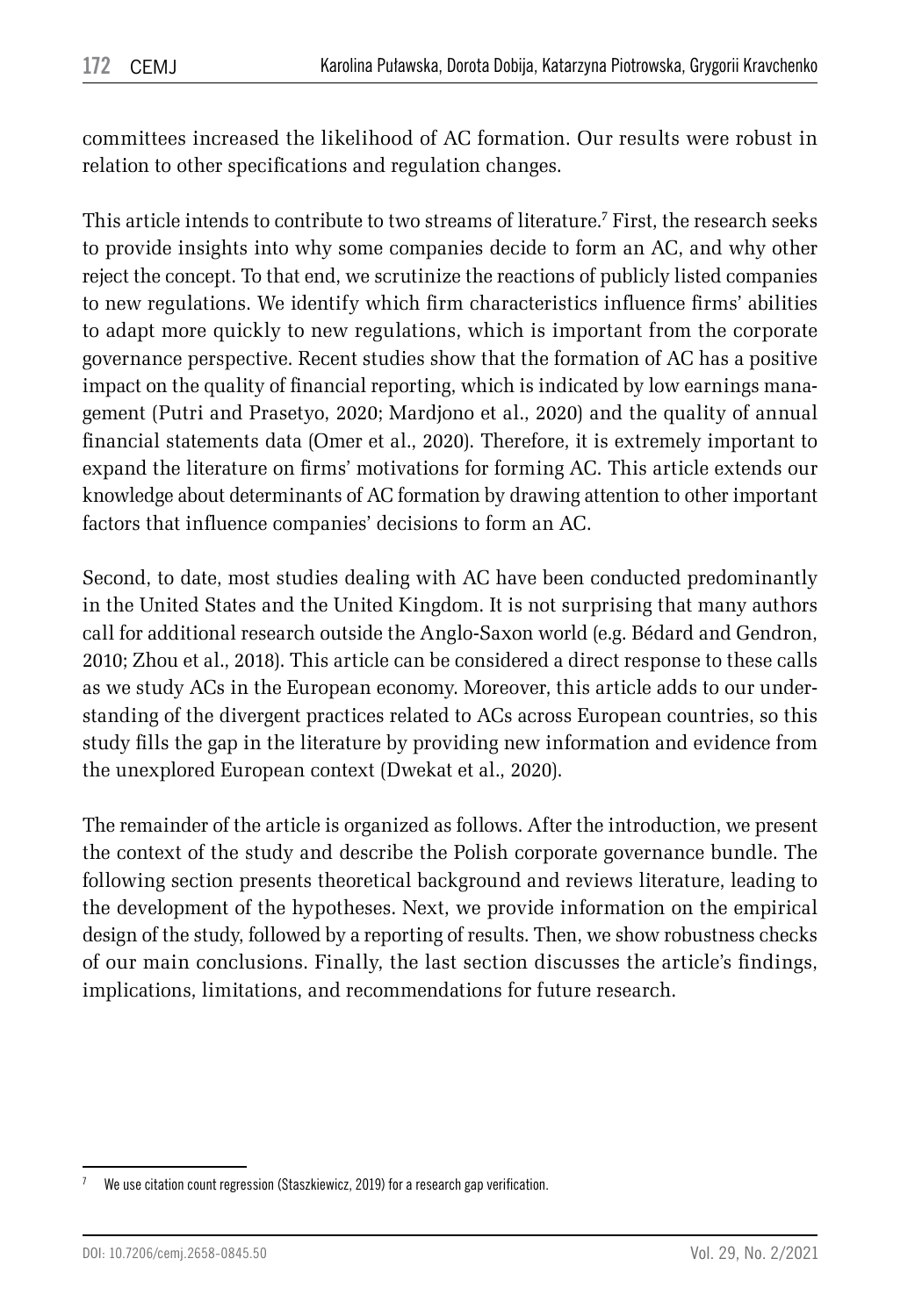committees increased the likelihood of AC formation. Our results were robust in relation to other specifications and regulation changes.

This article intends to contribute to two streams of literature.[7] First, the research seeks to provide insights into why some companies decide to form an AC, and why other reject the concept. To that end, we scrutinize the reactions of publicly listed companies to new regulations. We identify which firm characteristics influence firms' abilities to adapt more quickly to new regulations, which is important from the corporate governance perspective. Recent studies show that the formation of AC has a positive impact on the quality of financial reporting, which is indicated by low earnings management (Putri and Prasetyo, 2020; Mardjono et al., 2020) and the quality of annual financial statements data (Omer et al., 2020). Therefore, it is extremely important to expand the literature on firms' motivations for forming AC. This article extends our knowledge about determinants of AC formation by drawing attention to other important factors that influence companies' decisions to form an AC.

Second, to date, most studies dealing with AC have been conducted predominantly in the United States and the United Kingdom. It is not surprising that many authors call for additional research outside the Anglo-Saxon world (e.g. Bédard and Gendron, 2010; Zhou et al., 2018). This article can be considered a direct response to these calls as we study ACs in the European economy. Moreover, this article adds to our understanding of the divergent practices related to ACs across European countries, so this study fills the gap in the literature by providing new information and evidence from the unexplored European context (Dwekat et al., 2020).

The remainder of the article is organized as follows. After the introduction, we present the context of the study and describe the Polish corporate governance bundle. The following section presents theoretical background and reviews literature, leading to the development of the hypotheses. Next, we provide information on the empirical design of the study, followed by a reporting of results. Then, we show robustness checks of our main conclusions. Finally, the last section discusses the article's findings, implications, limitations, and recommendations for future research.

[7] We use citation count regression (Staszkiewicz, 2019) for a research gap verification.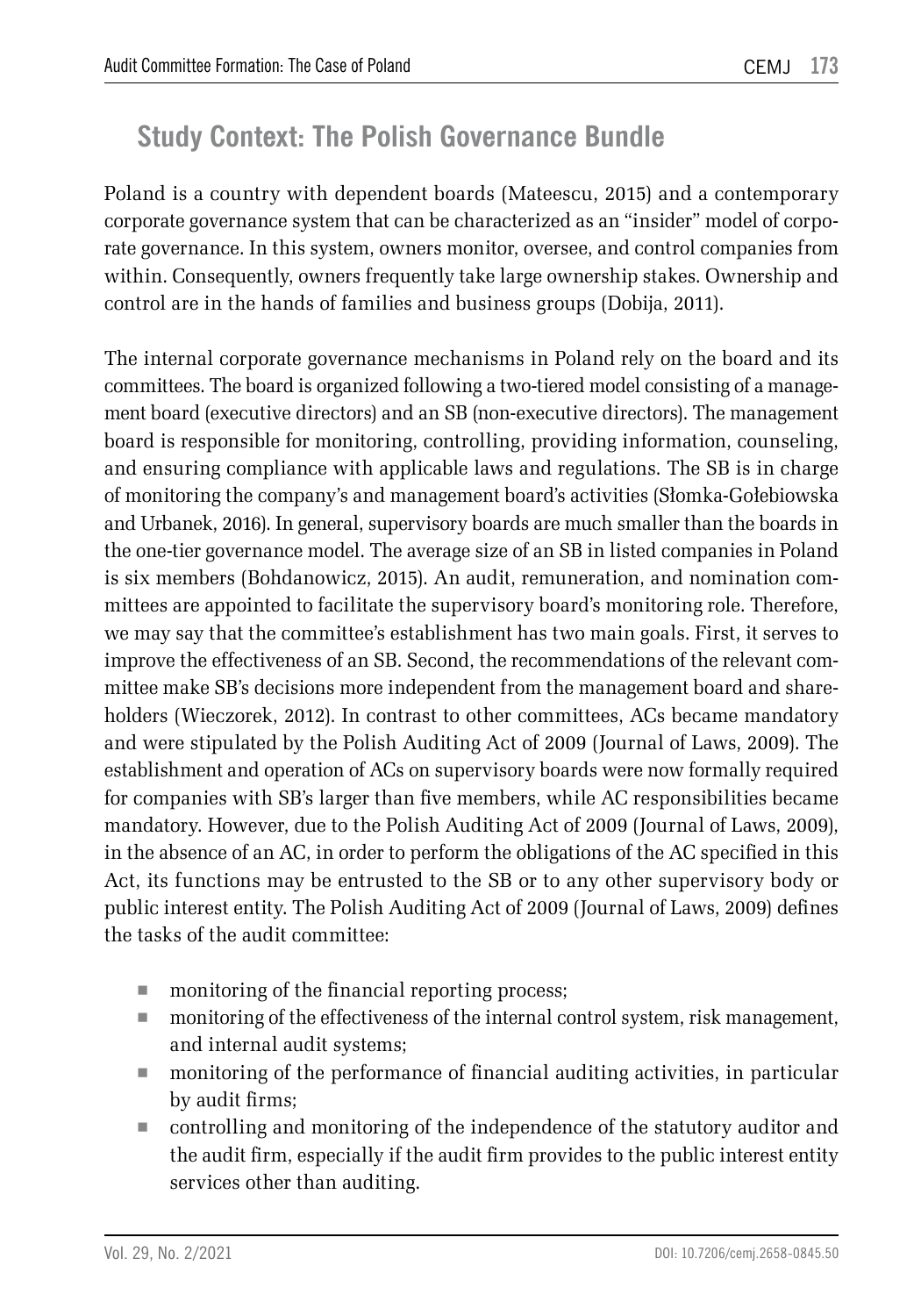## Study Context: The Polish Governance Bundle

Poland is a country with dependent boards (Mateescu, 2015) and a contemporary corporate governance system that can be characterized as an "insider" model of corporate governance. In this system, owners monitor, oversee, and control companies from within. Consequently, owners frequently take large ownership stakes. Ownership and control are in the hands of families and business groups (Dobija, 2011).

The internal corporate governance mechanisms in Poland rely on the board and its committees. The board is organized following a two-tiered model consisting of a management board (executive directors) and an SB (non-executive directors). The management board is responsible for monitoring, controlling, providing information, counseling, and ensuring compliance with applicable laws and regulations. The SB is in charge of monitoring the company's and management board's activities (Słomka-Gołebiowska and Urbanek, 2016). In general, supervisory boards are much smaller than the boards in the one-tier governance model. The average size of an SB in listed companies in Poland is six members (Bohdanowicz, 2015). An audit, remuneration, and nomination committees are appointed to facilitate the supervisory board's monitoring role. Therefore, we may say that the committee's establishment has two main goals. First, it serves to improve the effectiveness of an SB. Second, the recommendations of the relevant committee make SB's decisions more independent from the management board and shareholders (Wieczorek, 2012). In contrast to other committees, ACs became mandatory and were stipulated by the Polish Auditing Act of 2009 (Journal of Laws, 2009). The establishment and operation of ACs on supervisory boards were now formally required for companies with SB's larger than five members, while AC responsibilities became mandatory. However, due to the Polish Auditing Act of 2009 (Journal of Laws, 2009), in the absence of an AC, in order to perform the obligations of the AC specified in this Act, its functions may be entrusted to the SB or to any other supervisory body or public interest entity. The Polish Auditing Act of 2009 (Journal of Laws, 2009) defines the tasks of the audit committee:

- monitoring of the financial reporting process;
- monitoring of the effectiveness of the internal control system, risk management, and internal audit systems;
- monitoring of the performance of financial auditing activities, in particular by audit firms;
- controlling and monitoring of the independence of the statutory auditor and the audit firm, especially if the audit firm provides to the public interest entity services other than auditing.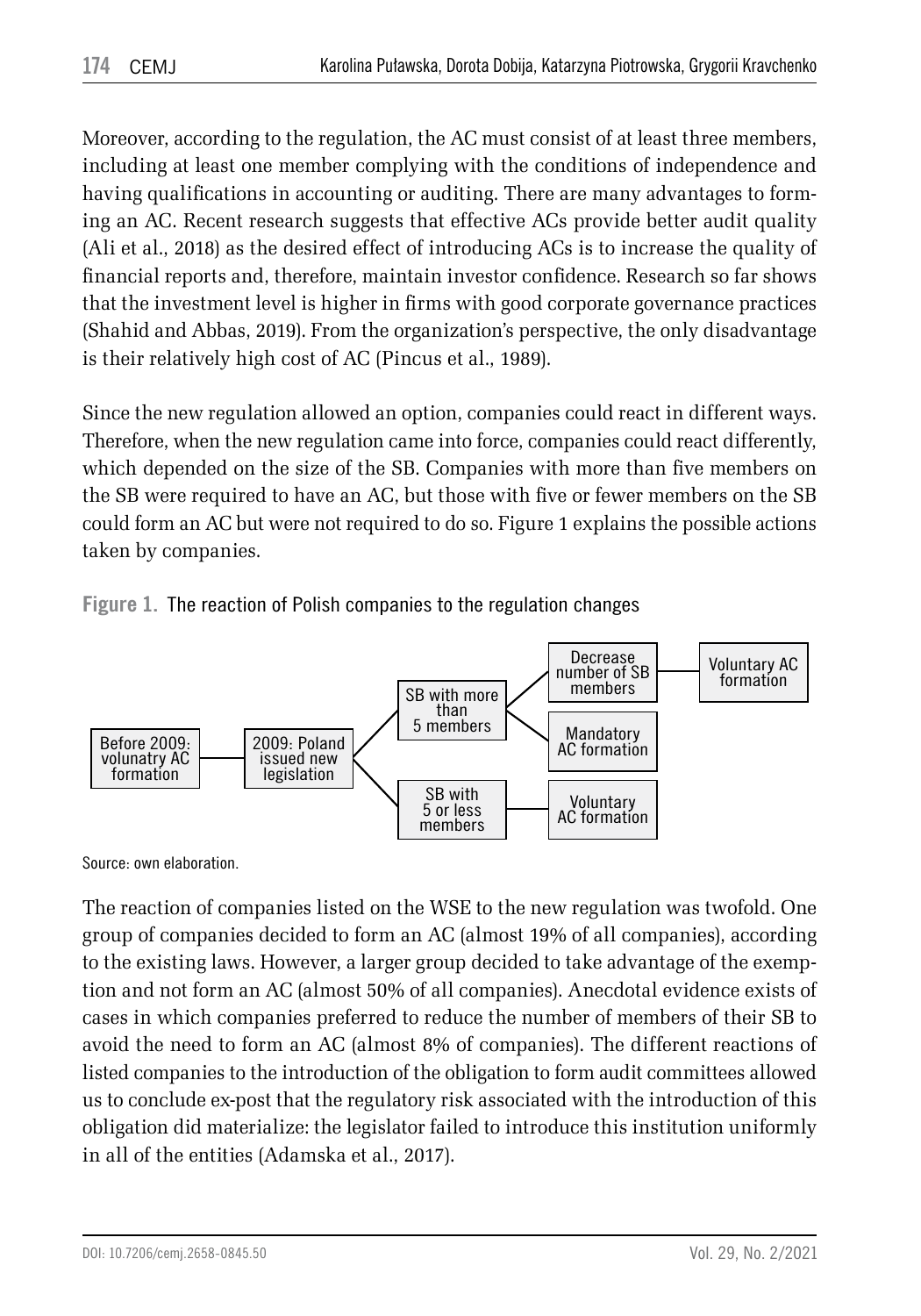Moreover, according to the regulation, the AC must consist of at least three members, including at least one member complying with the conditions of independence and having qualifications in accounting or auditing. There are many advantages to forming an AC. Recent research suggests that effective ACs provide better audit quality (Ali et al., 2018) as the desired effect of introducing ACs is to increase the quality of financial reports and, therefore, maintain investor confidence. Research so far shows that the investment level is higher in firms with good corporate governance practices (Shahid and Abbas, 2019). From the organization's perspective, the only disadvantage is their relatively high cost of AC (Pincus et al., 1989).

Since the new regulation allowed an option, companies could react in different ways. Therefore, when the new regulation came into force, companies could react differently, which depended on the size of the SB. Companies with more than five members on the SB were required to have an AC, but those with five or fewer members on the SB could form an AC but were not required to do so. Figure 1 explains the possible actions taken by companies.

**Figure 1.** The reaction of Polish companies to the regulation changes

```
Before 2009:          2009: Poland        SB with more than 5 members ──┬── Decrease number of SB members ── Voluntary AC formation
volunatry AC    ───   issued new    ──┤                                  └── Mandatory AC formation
formation             legislation     └── SB with 5 or less members ──── Voluntary AC formation
```

Source: own elaboration.

The reaction of companies listed on the WSE to the new regulation was twofold. One group of companies decided to form an AC (almost 19% of all companies), according to the existing laws. However, a larger group decided to take advantage of the exemption and not form an AC (almost 50% of all companies). Anecdotal evidence exists of cases in which companies preferred to reduce the number of members of their SB to avoid the need to form an AC (almost 8% of companies). The different reactions of listed companies to the introduction of the obligation to form audit committees allowed us to conclude ex-post that the regulatory risk associated with the introduction of this obligation did materialize: the legislator failed to introduce this institution uniformly in all of the entities (Adamska et al., 2017).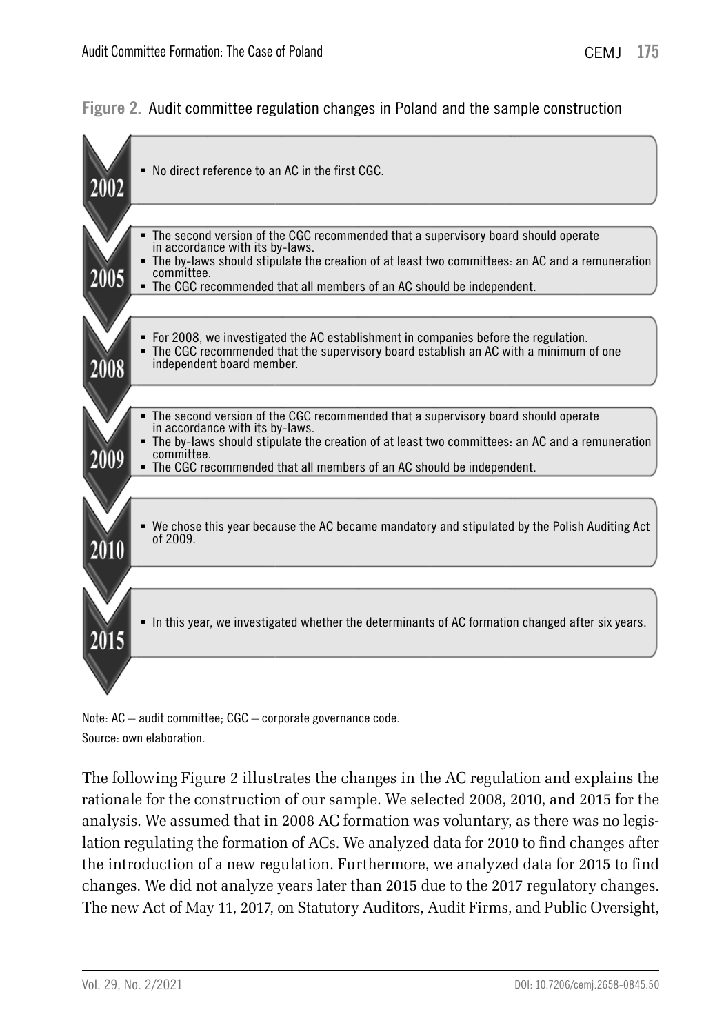**Figure 2.** Audit committee regulation changes in Poland and the sample construction

**2002**

- No direct reference to an AC in the first CGC.

**2005**

- The second version of the CGC recommended that a supervisory board should operate in accordance with its by-laws.
- The by-laws should stipulate the creation of at least two committees: an AC and a remuneration committee.
- The CGC recommended that all members of an AC should be independent.

**2008**

- For 2008, we investigated the AC establishment in companies before the regulation.
- The CGC recommended that the supervisory board establish an AC with a minimum of one independent board member.

**2009**

- The second version of the CGC recommended that a supervisory board should operate in accordance with its by-laws.
- The by-laws should stipulate the creation of at least two committees: an AC and a remuneration committee.
- The CGC recommended that all members of an AC should be independent.

**2010**

- We chose this year because the AC became mandatory and stipulated by the Polish Auditing Act of 2009.

**2015**

- In this year, we investigated whether the determinants of AC formation changed after six years.

Note: AC – audit committee; CGC – corporate governance code.
Source: own elaboration.

The following Figure 2 illustrates the changes in the AC regulation and explains the rationale for the construction of our sample. We selected 2008, 2010, and 2015 for the analysis. We assumed that in 2008 AC formation was voluntary, as there was no legislation regulating the formation of ACs. We analyzed data for 2010 to find changes after the introduction of a new regulation. Furthermore, we analyzed data for 2015 to find changes. We did not analyze years later than 2015 due to the 2017 regulatory changes. The new Act of May 11, 2017, on Statutory Auditors, Audit Firms, and Public Oversight,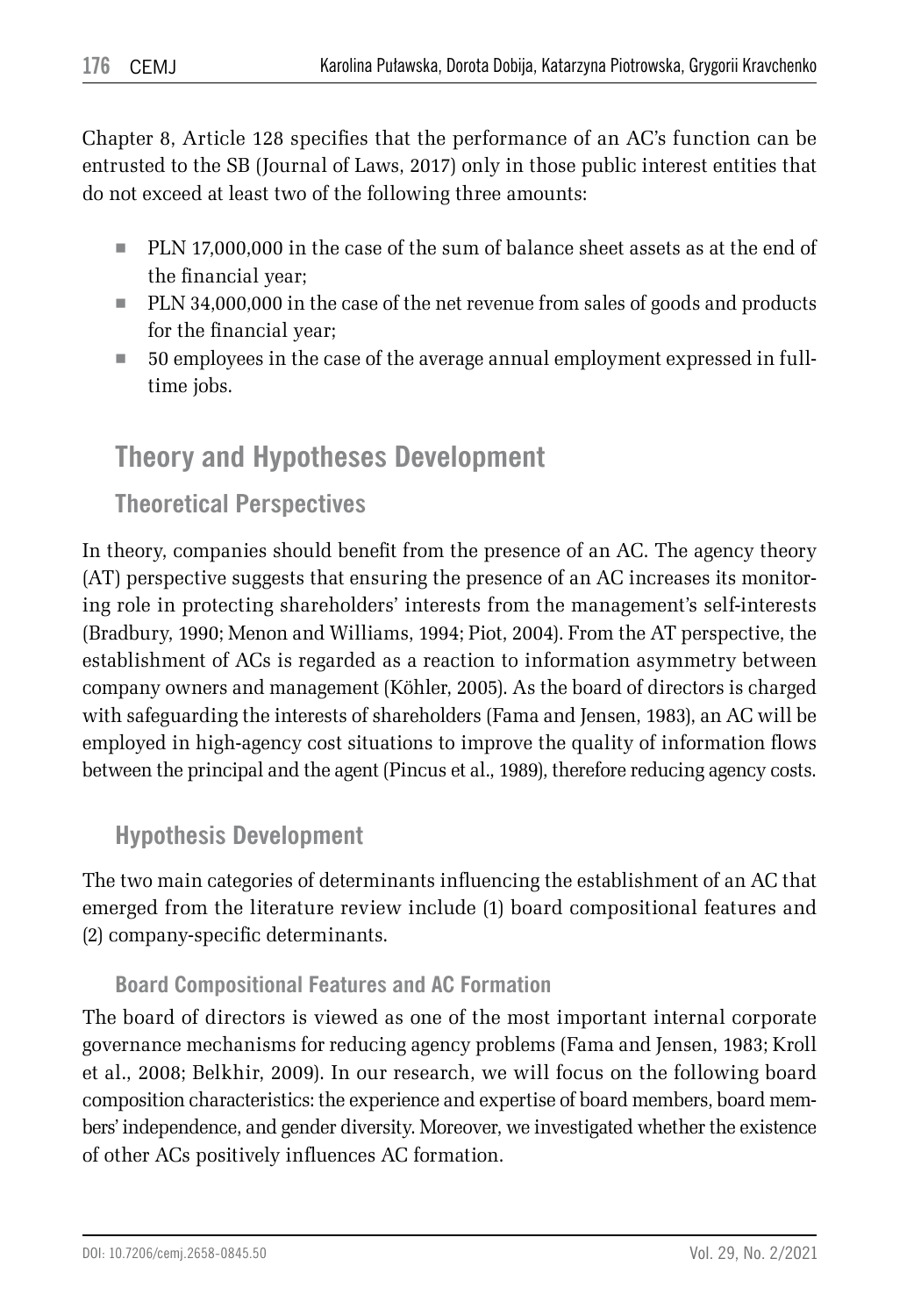Chapter 8, Article 128 specifies that the performance of an AC's function can be entrusted to the SB (Journal of Laws, 2017) only in those public interest entities that do not exceed at least two of the following three amounts:

- PLN 17,000,000 in the case of the sum of balance sheet assets as at the end of the financial year;
- PLN 34,000,000 in the case of the net revenue from sales of goods and products for the financial year;
- 50 employees in the case of the average annual employment expressed in full-time jobs.

## Theory and Hypotheses Development

### Theoretical Perspectives

In theory, companies should benefit from the presence of an AC. The agency theory (AT) perspective suggests that ensuring the presence of an AC increases its monitoring role in protecting shareholders' interests from the management's self-interests (Bradbury, 1990; Menon and Williams, 1994; Piot, 2004). From the AT perspective, the establishment of ACs is regarded as a reaction to information asymmetry between company owners and management (Köhler, 2005). As the board of directors is charged with safeguarding the interests of shareholders (Fama and Jensen, 1983), an AC will be employed in high-agency cost situations to improve the quality of information flows between the principal and the agent (Pincus et al., 1989), therefore reducing agency costs.

### Hypothesis Development

The two main categories of determinants influencing the establishment of an AC that emerged from the literature review include (1) board compositional features and (2) company-specific determinants.

#### Board Compositional Features and AC Formation

The board of directors is viewed as one of the most important internal corporate governance mechanisms for reducing agency problems (Fama and Jensen, 1983; Kroll et al., 2008; Belkhir, 2009). In our research, we will focus on the following board composition characteristics: the experience and expertise of board members, board members' independence, and gender diversity. Moreover, we investigated whether the existence of other ACs positively influences AC formation.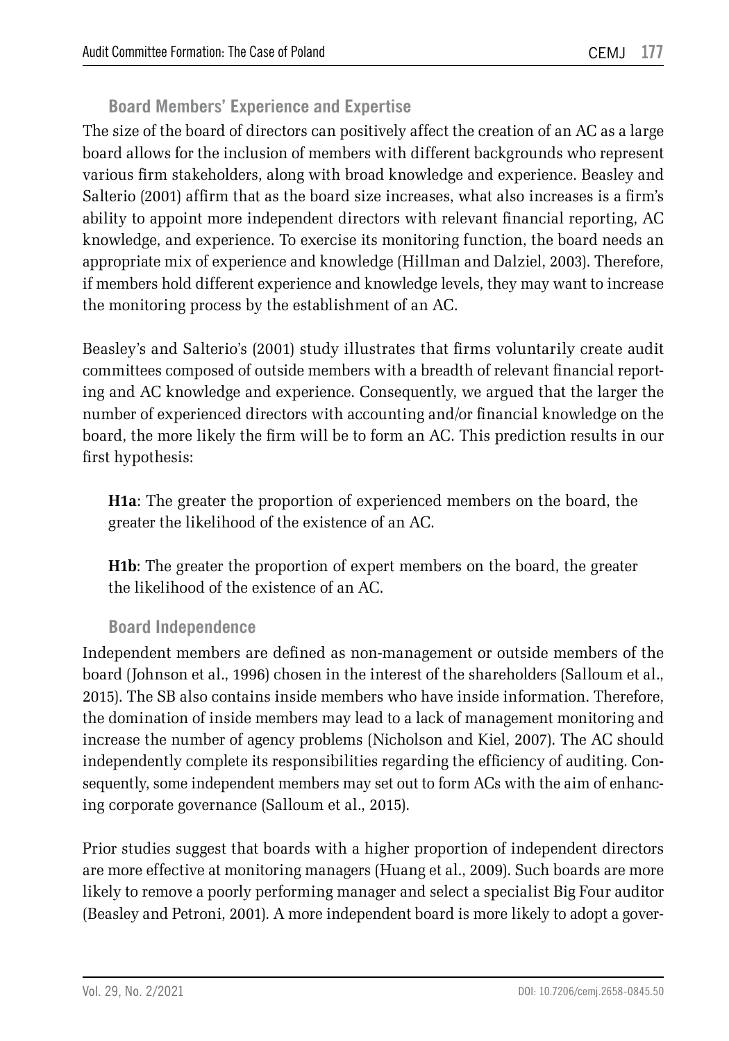### Board Members' Experience and Expertise

The size of the board of directors can positively affect the creation of an AC as a large board allows for the inclusion of members with different backgrounds who represent various firm stakeholders, along with broad knowledge and experience. Beasley and Salterio (2001) affirm that as the board size increases, what also increases is a firm's ability to appoint more independent directors with relevant financial reporting, AC knowledge, and experience. To exercise its monitoring function, the board needs an appropriate mix of experience and knowledge (Hillman and Dalziel, 2003). Therefore, if members hold different experience and knowledge levels, they may want to increase the monitoring process by the establishment of an AC.

Beasley's and Salterio's (2001) study illustrates that firms voluntarily create audit committees composed of outside members with a breadth of relevant financial reporting and AC knowledge and experience. Consequently, we argued that the larger the number of experienced directors with accounting and/or financial knowledge on the board, the more likely the firm will be to form an AC. This prediction results in our first hypothesis:

> **H1a**: The greater the proportion of experienced members on the board, the greater the likelihood of the existence of an AC.
>
> **H1b**: The greater the proportion of expert members on the board, the greater the likelihood of the existence of an AC.

### Board Independence

Independent members are defined as non-management or outside members of the board (Johnson et al., 1996) chosen in the interest of the shareholders (Salloum et al., 2015). The SB also contains inside members who have inside information. Therefore, the domination of inside members may lead to a lack of management monitoring and increase the number of agency problems (Nicholson and Kiel, 2007). The AC should independently complete its responsibilities regarding the efficiency of auditing. Consequently, some independent members may set out to form ACs with the aim of enhancing corporate governance (Salloum et al., 2015).

Prior studies suggest that boards with a higher proportion of independent directors are more effective at monitoring managers (Huang et al., 2009). Such boards are more likely to remove a poorly performing manager and select a specialist Big Four auditor (Beasley and Petroni, 2001). A more independent board is more likely to adopt a gover-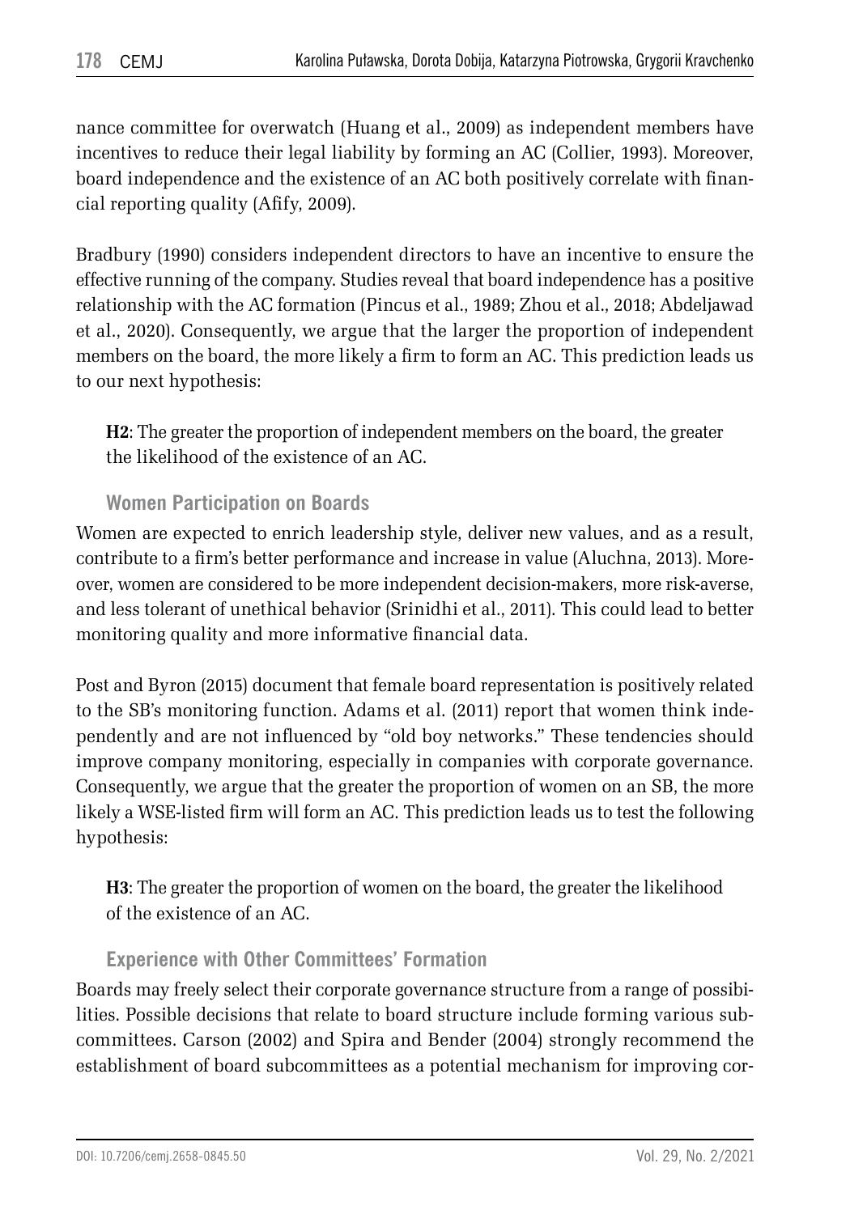nance committee for overwatch (Huang et al., 2009) as independent members have incentives to reduce their legal liability by forming an AC (Collier, 1993). Moreover, board independence and the existence of an AC both positively correlate with financial reporting quality (Afify, 2009).

Bradbury (1990) considers independent directors to have an incentive to ensure the effective running of the company. Studies reveal that board independence has a positive relationship with the AC formation (Pincus et al., 1989; Zhou et al., 2018; Abdeljawad et al., 2020). Consequently, we argue that the larger the proportion of independent members on the board, the more likely a firm to form an AC. This prediction leads us to our next hypothesis:

> **H2**: The greater the proportion of independent members on the board, the greater the likelihood of the existence of an AC.

### Women Participation on Boards

Women are expected to enrich leadership style, deliver new values, and as a result, contribute to a firm's better performance and increase in value (Aluchna, 2013). Moreover, women are considered to be more independent decision-makers, more risk-averse, and less tolerant of unethical behavior (Srinidhi et al., 2011). This could lead to better monitoring quality and more informative financial data.

Post and Byron (2015) document that female board representation is positively related to the SB's monitoring function. Adams et al. (2011) report that women think independently and are not influenced by "old boy networks." These tendencies should improve company monitoring, especially in companies with corporate governance. Consequently, we argue that the greater the proportion of women on an SB, the more likely a WSE-listed firm will form an AC. This prediction leads us to test the following hypothesis:

> **H3**: The greater the proportion of women on the board, the greater the likelihood of the existence of an AC.

### Experience with Other Committees' Formation

Boards may freely select their corporate governance structure from a range of possibilities. Possible decisions that relate to board structure include forming various subcommittees. Carson (2002) and Spira and Bender (2004) strongly recommend the establishment of board subcommittees as a potential mechanism for improving cor-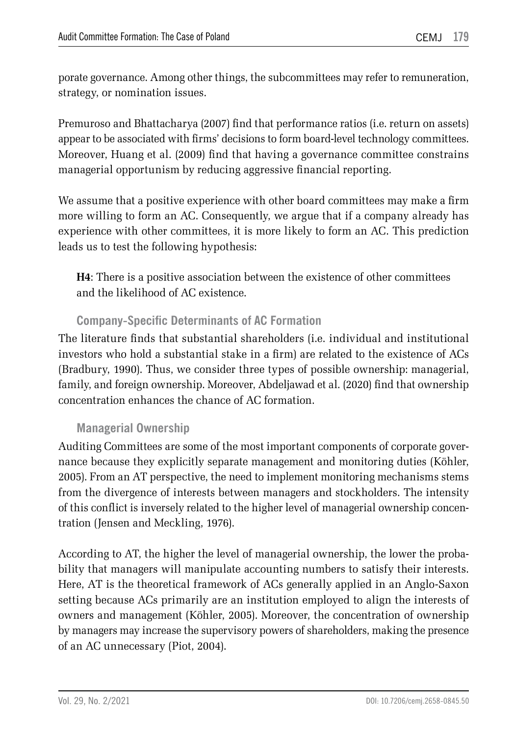porate governance. Among other things, the subcommittees may refer to remuneration, strategy, or nomination issues.

Premuroso and Bhattacharya (2007) find that performance ratios (i.e. return on assets) appear to be associated with firms' decisions to form board-level technology committees. Moreover, Huang et al. (2009) find that having a governance committee constrains managerial opportunism by reducing aggressive financial reporting.

We assume that a positive experience with other board committees may make a firm more willing to form an AC. Consequently, we argue that if a company already has experience with other committees, it is more likely to form an AC. This prediction leads us to test the following hypothesis:

> **H4**: There is a positive association between the existence of other committees and the likelihood of AC existence.

### Company-Specific Determinants of AC Formation

The literature finds that substantial shareholders (i.e. individual and institutional investors who hold a substantial stake in a firm) are related to the existence of ACs (Bradbury, 1990). Thus, we consider three types of possible ownership: managerial, family, and foreign ownership. Moreover, Abdeljawad et al. (2020) find that ownership concentration enhances the chance of AC formation.

### Managerial Ownership

Auditing Committees are some of the most important components of corporate governance because they explicitly separate management and monitoring duties (Köhler, 2005). From an AT perspective, the need to implement monitoring mechanisms stems from the divergence of interests between managers and stockholders. The intensity of this conflict is inversely related to the higher level of managerial ownership concentration (Jensen and Meckling, 1976).

According to AT, the higher the level of managerial ownership, the lower the probability that managers will manipulate accounting numbers to satisfy their interests. Here, AT is the theoretical framework of ACs generally applied in an Anglo-Saxon setting because ACs primarily are an institution employed to align the interests of owners and management (Köhler, 2005). Moreover, the concentration of ownership by managers may increase the supervisory powers of shareholders, making the presence of an AC unnecessary (Piot, 2004).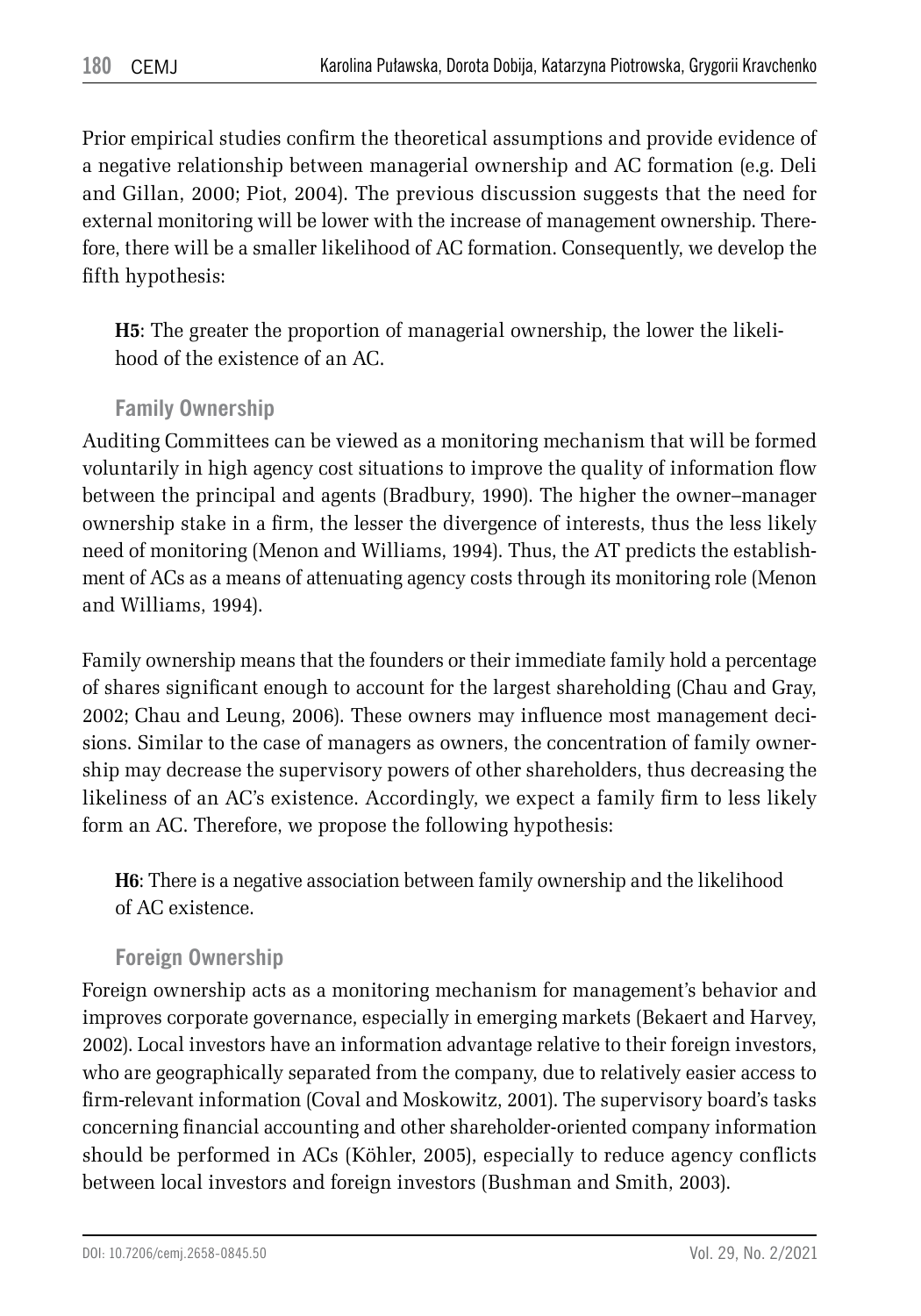Prior empirical studies confirm the theoretical assumptions and provide evidence of a negative relationship between managerial ownership and AC formation (e.g. Deli and Gillan, 2000; Piot, 2004). The previous discussion suggests that the need for external monitoring will be lower with the increase of management ownership. Therefore, there will be a smaller likelihood of AC formation. Consequently, we develop the fifth hypothesis:

**H5**: The greater the proportion of managerial ownership, the lower the likelihood of the existence of an AC.

### Family Ownership

Auditing Committees can be viewed as a monitoring mechanism that will be formed voluntarily in high agency cost situations to improve the quality of information flow between the principal and agents (Bradbury, 1990). The higher the owner–manager ownership stake in a firm, the lesser the divergence of interests, thus the less likely need of monitoring (Menon and Williams, 1994). Thus, the AT predicts the establishment of ACs as a means of attenuating agency costs through its monitoring role (Menon and Williams, 1994).

Family ownership means that the founders or their immediate family hold a percentage of shares significant enough to account for the largest shareholding (Chau and Gray, 2002; Chau and Leung, 2006). These owners may influence most management decisions. Similar to the case of managers as owners, the concentration of family ownership may decrease the supervisory powers of other shareholders, thus decreasing the likeliness of an AC's existence. Accordingly, we expect a family firm to less likely form an AC. Therefore, we propose the following hypothesis:

**H6**: There is a negative association between family ownership and the likelihood of AC existence.

### Foreign Ownership

Foreign ownership acts as a monitoring mechanism for management's behavior and improves corporate governance, especially in emerging markets (Bekaert and Harvey, 2002). Local investors have an information advantage relative to their foreign investors, who are geographically separated from the company, due to relatively easier access to firm-relevant information (Coval and Moskowitz, 2001). The supervisory board's tasks concerning financial accounting and other shareholder-oriented company information should be performed in ACs (Köhler, 2005), especially to reduce agency conflicts between local investors and foreign investors (Bushman and Smith, 2003).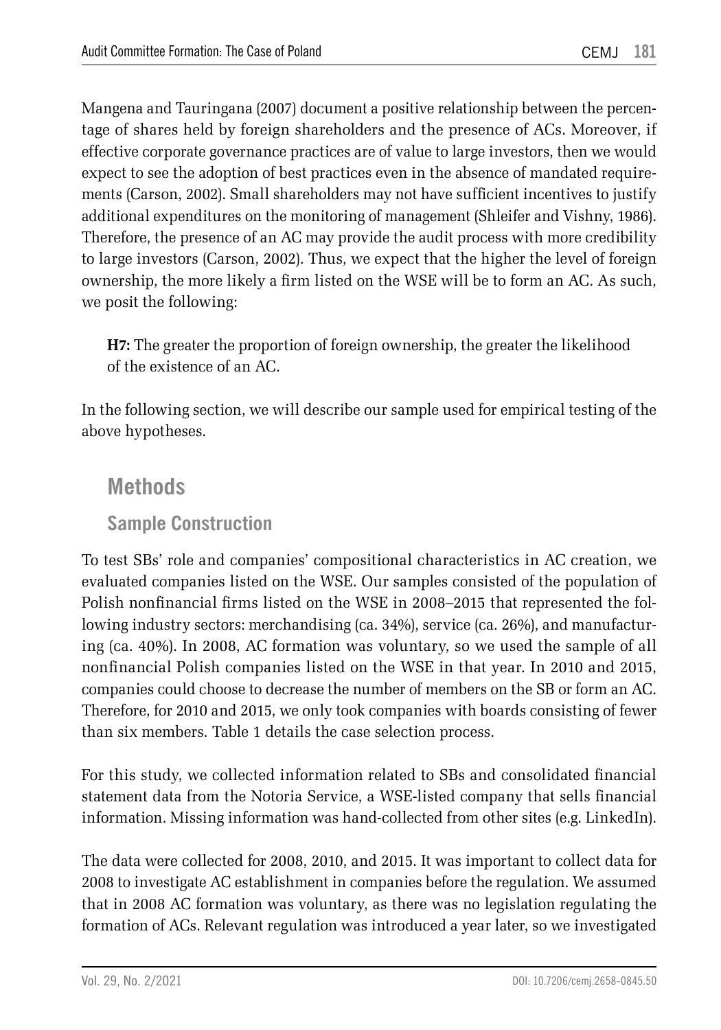Mangena and Tauringana (2007) document a positive relationship between the percentage of shares held by foreign shareholders and the presence of ACs. Moreover, if effective corporate governance practices are of value to large investors, then we would expect to see the adoption of best practices even in the absence of mandated requirements (Carson, 2002). Small shareholders may not have sufficient incentives to justify additional expenditures on the monitoring of management (Shleifer and Vishny, 1986). Therefore, the presence of an AC may provide the audit process with more credibility to large investors (Carson, 2002). Thus, we expect that the higher the level of foreign ownership, the more likely a firm listed on the WSE will be to form an AC. As such, we posit the following:

> **H7:** The greater the proportion of foreign ownership, the greater the likelihood of the existence of an AC.

In the following section, we will describe our sample used for empirical testing of the above hypotheses.

## Methods

### Sample Construction

To test SBs' role and companies' compositional characteristics in AC creation, we evaluated companies listed on the WSE. Our samples consisted of the population of Polish nonfinancial firms listed on the WSE in 2008–2015 that represented the following industry sectors: merchandising (ca. 34%), service (ca. 26%), and manufacturing (ca. 40%). In 2008, AC formation was voluntary, so we used the sample of all nonfinancial Polish companies listed on the WSE in that year. In 2010 and 2015, companies could choose to decrease the number of members on the SB or form an AC. Therefore, for 2010 and 2015, we only took companies with boards consisting of fewer than six members. Table 1 details the case selection process.

For this study, we collected information related to SBs and consolidated financial statement data from the Notoria Service, a WSE-listed company that sells financial information. Missing information was hand-collected from other sites (e.g. LinkedIn).

The data were collected for 2008, 2010, and 2015. It was important to collect data for 2008 to investigate AC establishment in companies before the regulation. We assumed that in 2008 AC formation was voluntary, as there was no legislation regulating the formation of ACs. Relevant regulation was introduced a year later, so we investigated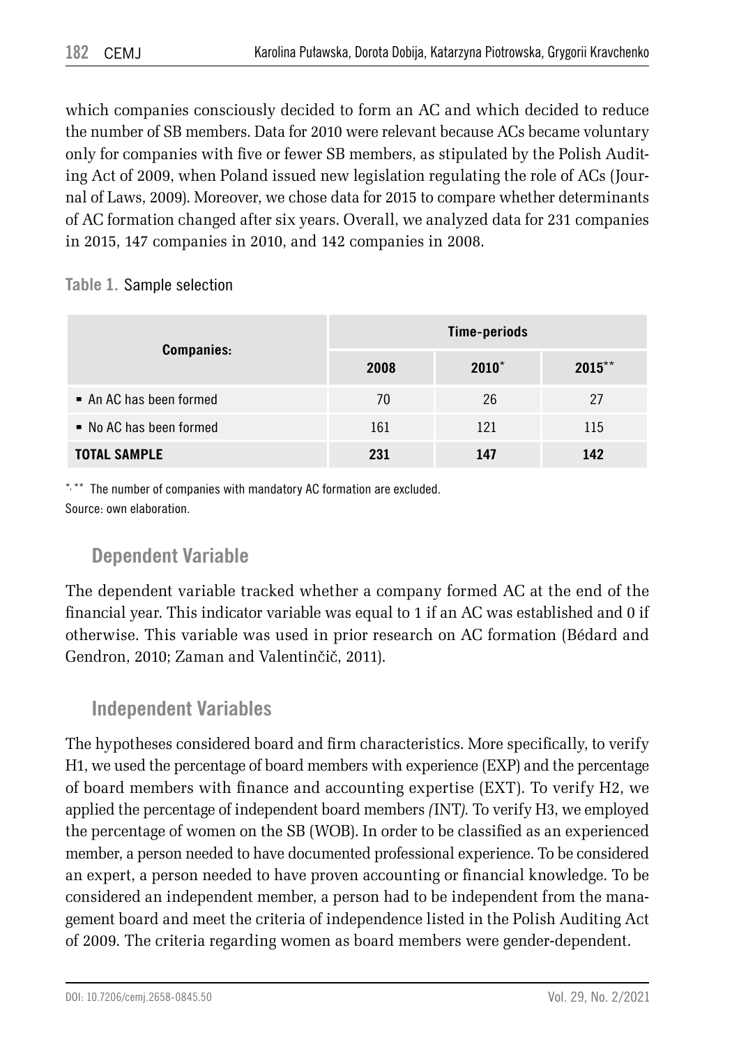which companies consciously decided to form an AC and which decided to reduce the number of SB members. Data for 2010 were relevant because ACs became voluntary only for companies with five or fewer SB members, as stipulated by the Polish Auditing Act of 2009, when Poland issued new legislation regulating the role of ACs (Journal of Laws, 2009). Moreover, we chose data for 2015 to compare whether determinants of AC formation changed after six years. Overall, we analyzed data for 231 companies in 2015, 147 companies in 2010, and 142 companies in 2008.

**Table 1.** Sample selection

| Companies: | Time-periods | | |
|---|---|---|---|
| | 2008 | 2010* | 2015** |
| ▪ An AC has been formed | 70 | 26 | 27 |
| ▪ No AC has been formed | 161 | 121 | 115 |
| **TOTAL SAMPLE** | **231** | **147** | **142** |

*, ** The number of companies with mandatory AC formation are excluded.
Source: own elaboration.

## Dependent Variable

The dependent variable tracked whether a company formed AC at the end of the financial year. This indicator variable was equal to 1 if an AC was established and 0 if otherwise. This variable was used in prior research on AC formation (Bédard and Gendron, 2010; Zaman and Valentinčič, 2011).

## Independent Variables

The hypotheses considered board and firm characteristics. More specifically, to verify H1, we used the percentage of board members with experience (EXP) and the percentage of board members with finance and accounting expertise (EXT). To verify H2, we applied the percentage of independent board members *(*INT*).* To verify H3, we employed the percentage of women on the SB (WOB). In order to be classified as an experienced member, a person needed to have documented professional experience. To be considered an expert, a person needed to have proven accounting or financial knowledge. To be considered an independent member, a person had to be independent from the management board and meet the criteria of independence listed in the Polish Auditing Act of 2009. The criteria regarding women as board members were gender-dependent.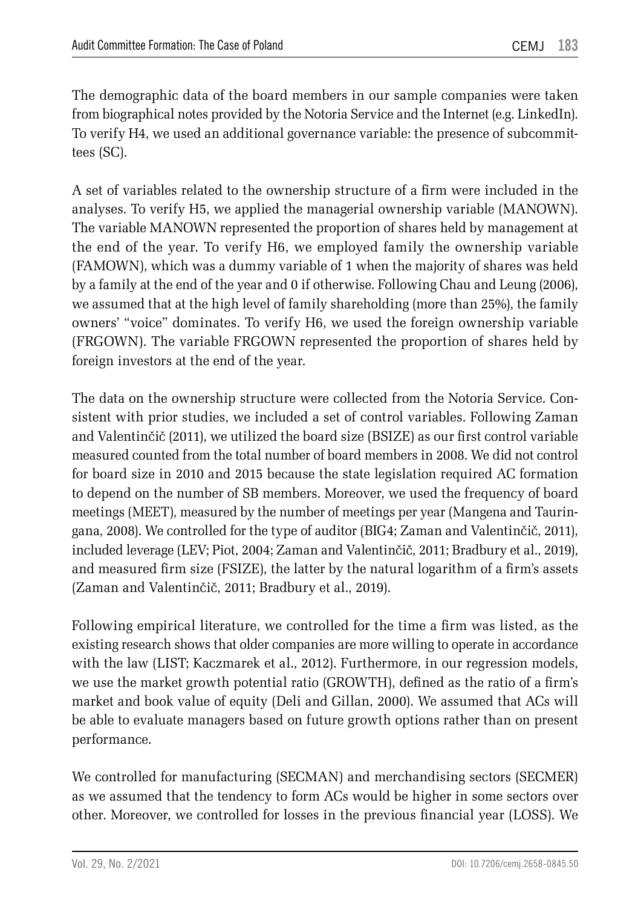The demographic data of the board members in our sample companies were taken from biographical notes provided by the Notoria Service and the Internet (e.g. LinkedIn). To verify H4, we used an additional governance variable: the presence of subcommittees (SC).

A set of variables related to the ownership structure of a firm were included in the analyses. To verify H5, we applied the managerial ownership variable (MANOWN). The variable MANOWN represented the proportion of shares held by management at the end of the year. To verify H6, we employed family the ownership variable (FAMOWN), which was a dummy variable of 1 when the majority of shares was held by a family at the end of the year and 0 if otherwise. Following Chau and Leung (2006), we assumed that at the high level of family shareholding (more than 25%), the family owners' "voice" dominates. To verify H6, we used the foreign ownership variable (FRGOWN). The variable FRGOWN represented the proportion of shares held by foreign investors at the end of the year.

The data on the ownership structure were collected from the Notoria Service. Consistent with prior studies, we included a set of control variables. Following Zaman and Valentinčič (2011), we utilized the board size (BSIZE) as our first control variable measured counted from the total number of board members in 2008. We did not control for board size in 2010 and 2015 because the state legislation required AC formation to depend on the number of SB members. Moreover, we used the frequency of board meetings (MEET), measured by the number of meetings per year (Mangena and Tauringana, 2008). We controlled for the type of auditor (BIG4; Zaman and Valentinčič, 2011), included leverage (LEV; Piot, 2004; Zaman and Valentinčič, 2011; Bradbury et al., 2019), and measured firm size (FSIZE), the latter by the natural logarithm of a firm's assets (Zaman and Valentinčič, 2011; Bradbury et al., 2019).

Following empirical literature, we controlled for the time a firm was listed, as the existing research shows that older companies are more willing to operate in accordance with the law (LIST; Kaczmarek et al., 2012). Furthermore, in our regression models, we use the market growth potential ratio (GROWTH), defined as the ratio of a firm's market and book value of equity (Deli and Gillan, 2000). We assumed that ACs will be able to evaluate managers based on future growth options rather than on present performance.

We controlled for manufacturing (SECMAN) and merchandising sectors (SECMER) as we assumed that the tendency to form ACs would be higher in some sectors over other. Moreover, we controlled for losses in the previous financial year (LOSS). We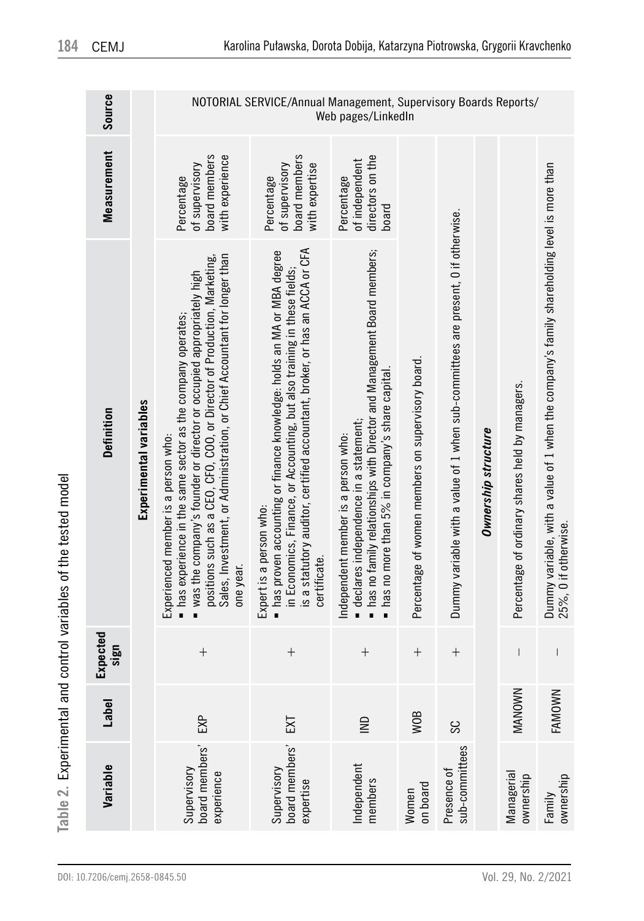**Table 2.** Experimental and control variables of the tested model

| Variable | Label | Expected sign | Definition | Measurement | Source |
| --- | --- | --- | --- | --- | --- |
| | | | **Experimental variables** | | |
| Supervisory board members' experience | EXP | + | Experienced member is a person who: ▪ has experience in the same sector as the company operates; ▪ was the company's founder or director or occupied appropriately high positions such as a CEO, CFO, COO, or Director of Production, Marketing, Sales, Investment, or Administration, or Chief Accountant for longer than one year. | Percentage of supervisory board members with experience | NOTORIAL SERVICE/Annual Management, Supervisory Boards Reports/ Web pages/LinkedIn |
| Supervisory board members' expertise | EXT | + | Expert is a person who: ▪ has proven accounting or finance knowledge: holds an MA or MBA degree in Economics, Finance, or Accounting, but also training in these fields; is a statutory auditor, certified accountant, broker, or has an ACCA or CFA certificate. | Percentage of supervisory board members with expertise | |
| Independent members | IND | + | Independent member is a person who: ▪ declares independence in a statement; ▪ has no family relationships with Director and Management Board members; ▪ has no more than 5% in company's share capital. | Percentage of independent directors on the board | |
| Women on board | WOB | + | Percentage of women members on supervisory board. | | |
| Presence of sub-committees | SC | + | Dummy variable with a value of 1 when sub-committees are present, 0 if otherwise. | | |
| | | | ***Ownership structure*** | | |
| Managerial ownership | MANOWN | – | Percentage of ordinary shares held by managers. | | |
| Family ownership | FAMOWN | – | Dummy variable, with a value of 1 when the company's family shareholding level is more than 25%, 0 if otherwise. | | |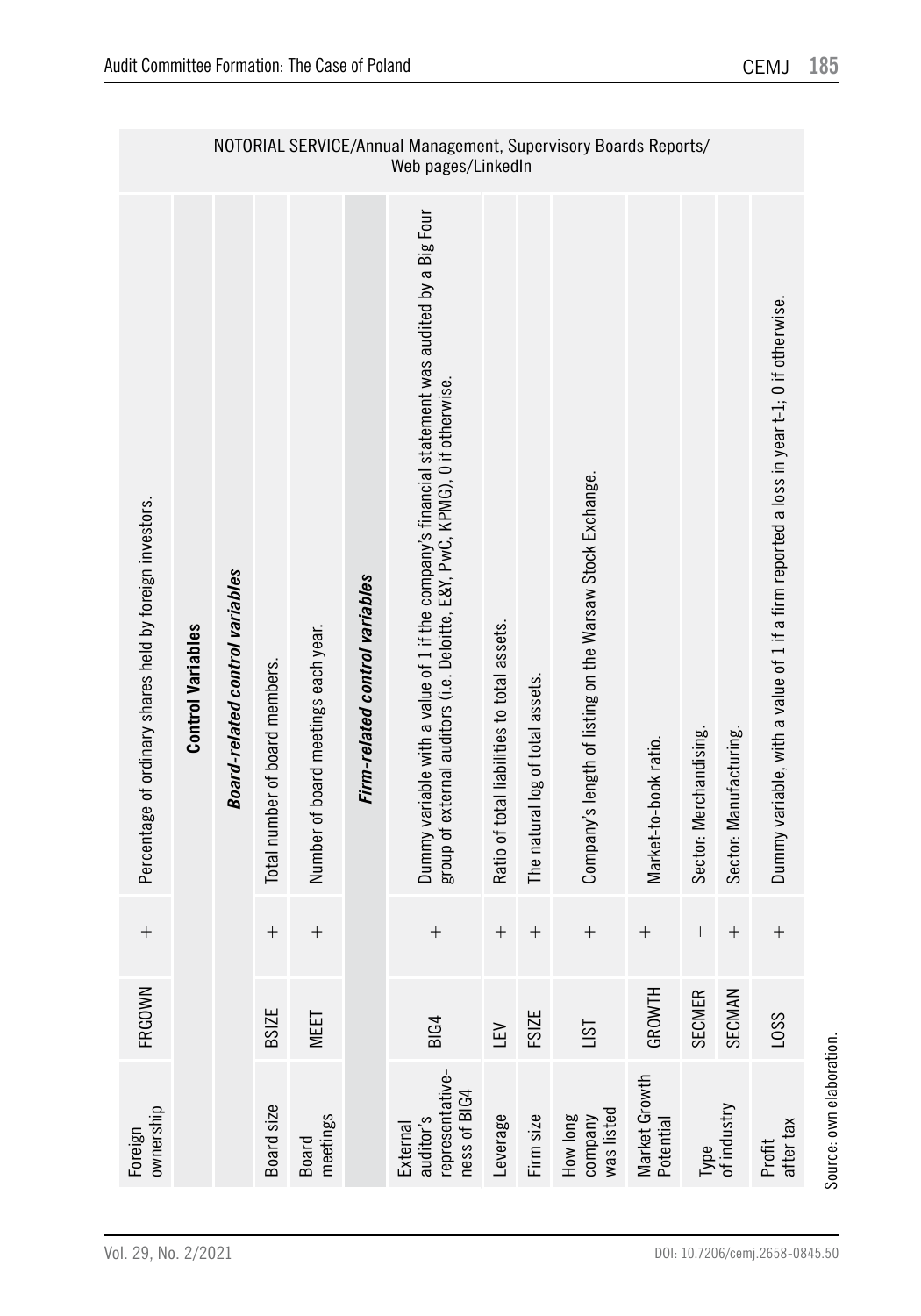| | | | | |
|---|---|---|---|---|
| Foreign ownership | FRGOWN | + | Percentage of ordinary shares held by foreign investors. | NOTORIAL SERVICE/Annual Management, Supervisory Boards Reports/ Web pages/LinkedIn |
| **Control Variables** | | | | |
| ***Board-related control variables*** | | | | |
| Board size | BSIZE | + | Total number of board members. | |
| Board meetings | MEET | + | Number of board meetings each year. | |
| ***Firm-related control variables*** | | | | |
| External auditor's representative­ness of BIG4 | BIG4 | + | Dummy variable with a value of 1 if the company's financial statement was audited by a Big Four group of external auditors (i.e. Deloitte, E&Y, PwC, KPMG), 0 if otherwise. | |
| Leverage | LEV | + | Ratio of total liabilities to total assets. | |
| Firm size | FSIZE | + | The natural log of total assets. | |
| How long company was listed | LIST | + | Company's length of listing on the Warsaw Stock Exchange. | |
| Market Growth Potential | GROWTH | + | Market-to-book ratio. | |
| Type of industry | SECMER | – | Sector: Merchandising. | |
| | SECMAN | + | Sector: Manufacturing. | |
| Profit after tax | LOSS | + | Dummy variable, with a value of 1 if a firm reported a loss in year t-1; 0 if otherwise. | |

Source: own elaboration.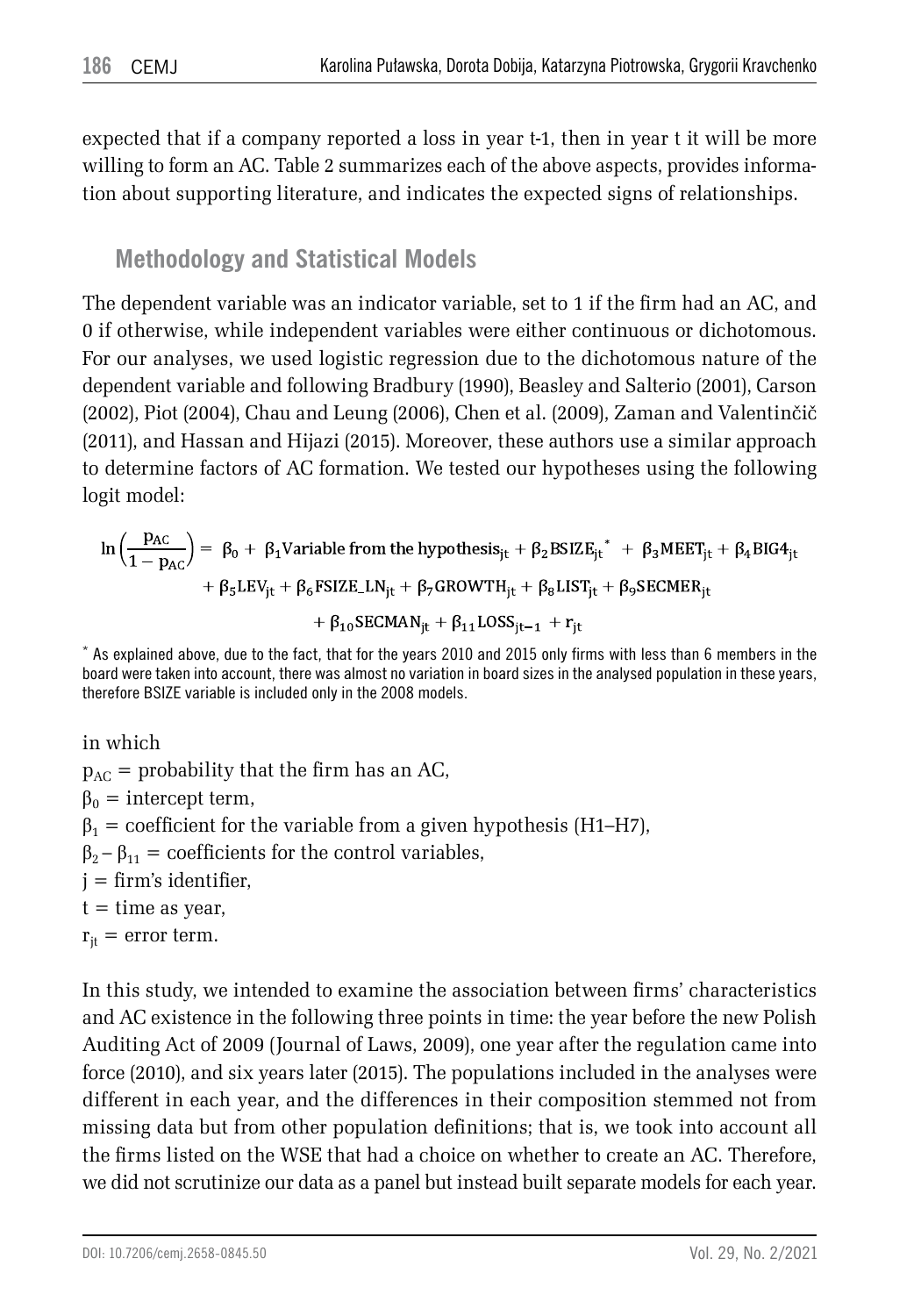expected that if a company reported a loss in year t-1, then in year t it will be more willing to form an AC. Table 2 summarizes each of the above aspects, provides information about supporting literature, and indicates the expected signs of relationships.

## Methodology and Statistical Models

The dependent variable was an indicator variable, set to 1 if the firm had an AC, and 0 if otherwise, while independent variables were either continuous or dichotomous. For our analyses, we used logistic regression due to the dichotomous nature of the dependent variable and following Bradbury (1990), Beasley and Salterio (2001), Carson (2002), Piot (2004), Chau and Leung (2006), Chen et al. (2009), Zaman and Valentinčič (2011), and Hassan and Hijazi (2015). Moreover, these authors use a similar approach to determine factors of AC formation. We tested our hypotheses using the following logit model:

$$\ln\left(\frac{p_{AC}}{1-p_{AC}}\right) = \beta_0 + \beta_1 \text{Variable from the hypothesis}_{jt} + \beta_2 \text{BSIZE}_{jt}^{*} + \beta_3 \text{MEET}_{jt} + \beta_4 \text{BIG4}_{jt} + \beta_5 \text{LEV}_{jt} + \beta_6 \text{FSIZE\_LN}_{jt} + \beta_7 \text{GROWTH}_{jt} + \beta_8 \text{LIST}_{jt} + \beta_9 \text{SECMER}_{jt} + \beta_{10} \text{SECMAN}_{jt} + \beta_{11} \text{LOSS}_{jt-1} + r_{jt}$$

\* As explained above, due to the fact, that for the years 2010 and 2015 only firms with less than 6 members in the board were taken into account, there was almost no variation in board sizes in the analysed population in these years, therefore BSIZE variable is included only in the 2008 models.

in which

$p_{AC}$ = probability that the firm has an AC,
$\beta_0$ = intercept term,
$\beta_1$ = coefficient for the variable from a given hypothesis (H1–H7),
$\beta_2 - \beta_{11}$ = coefficients for the control variables,
j = firm's identifier,
t = time as year,
$r_{jt}$ = error term.

In this study, we intended to examine the association between firms' characteristics and AC existence in the following three points in time: the year before the new Polish Auditing Act of 2009 (Journal of Laws, 2009), one year after the regulation came into force (2010), and six years later (2015). The populations included in the analyses were different in each year, and the differences in their composition stemmed not from missing data but from other population definitions; that is, we took into account all the firms listed on the WSE that had a choice on whether to create an AC. Therefore, we did not scrutinize our data as a panel but instead built separate models for each year.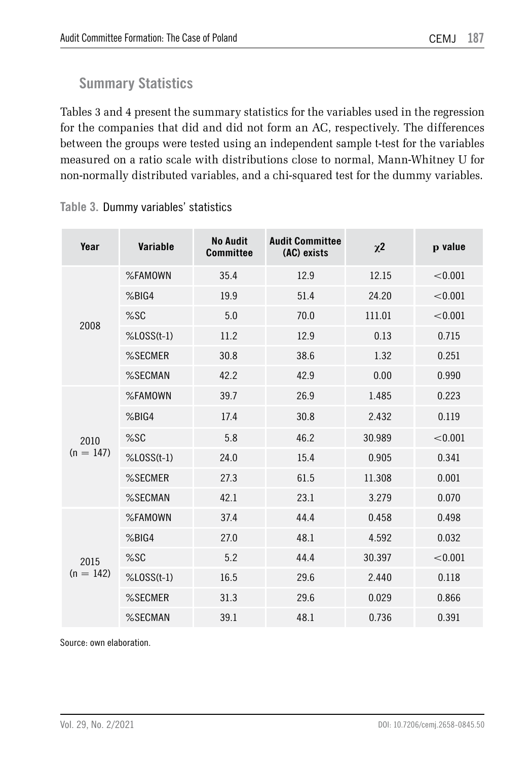## Summary Statistics

Tables 3 and 4 present the summary statistics for the variables used in the regression for the companies that did and did not form an AC, respectively. The differences between the groups were tested using an independent sample t-test for the variables measured on a ratio scale with distributions close to normal, Mann-Whitney U for non-normally distributed variables, and a chi-squared test for the dummy variables.

**Table 3.** Dummy variables' statistics

| Year | Variable | No Audit Committee | Audit Committee (AC) exists | $\chi^2$ | p value |
|---|---|---|---|---|---|
| 2008 | %FAMOWN | 35.4 | 12.9 | 12.15 | <0.001 |
| | %BIG4 | 19.9 | 51.4 | 24.20 | <0.001 |
| | %SC | 5.0 | 70.0 | 111.01 | <0.001 |
| | %LOSS(t-1) | 11.2 | 12.9 | 0.13 | 0.715 |
| | %SECMER | 30.8 | 38.6 | 1.32 | 0.251 |
| | %SECMAN | 42.2 | 42.9 | 0.00 | 0.990 |
| 2010 (n = 147) | %FAMOWN | 39.7 | 26.9 | 1.485 | 0.223 |
| | %BIG4 | 17.4 | 30.8 | 2.432 | 0.119 |
| | %SC | 5.8 | 46.2 | 30.989 | <0.001 |
| | %LOSS(t-1) | 24.0 | 15.4 | 0.905 | 0.341 |
| | %SECMER | 27.3 | 61.5 | 11.308 | 0.001 |
| | %SECMAN | 42.1 | 23.1 | 3.279 | 0.070 |
| 2015 (n = 142) | %FAMOWN | 37.4 | 44.4 | 0.458 | 0.498 |
| | %BIG4 | 27.0 | 48.1 | 4.592 | 0.032 |
| | %SC | 5.2 | 44.4 | 30.397 | <0.001 |
| | %LOSS(t-1) | 16.5 | 29.6 | 2.440 | 0.118 |
| | %SECMER | 31.3 | 29.6 | 0.029 | 0.866 |
| | %SECMAN | 39.1 | 48.1 | 0.736 | 0.391 |

Source: own elaboration.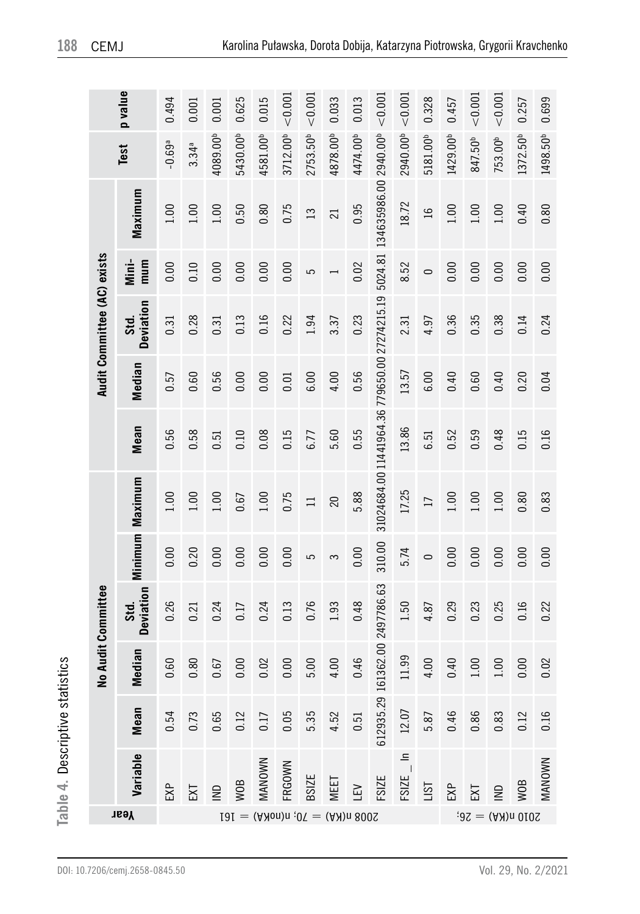**Table 4.** Descriptive statistics

| Year | Variable | No Audit Committee | | | | | Audit Committee (AC) exists | | | | | Test | p value |
|---|---|---|---|---|---|---|---|---|---|---|---|---|---|
| | | Mean | Median | Std. Deviation | Minimum | Maximum | Mean | Median | Std. Deviation | Minimum | Maximum | | |
| 2008 n(KA) = 70; n(noKA) = 161 | EXP | 0.54 | 0.60 | 0.26 | 0.00 | 1.00 | 0.56 | 0.57 | 0.31 | 0.00 | 1.00 | -0.69[a] | 0.494 |
| | EXT | 0.73 | 0.80 | 0.21 | 0.20 | 1.00 | 0.58 | 0.60 | 0.28 | 0.10 | 1.00 | 3.34[a] | 0.001 |
| | IND | 0.65 | 0.67 | 0.24 | 0.00 | 1.00 | 0.51 | 0.56 | 0.31 | 0.00 | 1.00 | 4089.00[b] | 0.001 |
| | WOB | 0.12 | 0.00 | 0.17 | 0.00 | 0.67 | 0.10 | 0.00 | 0.13 | 0.00 | 0.50 | 5430.00[b] | 0.625 |
| | MANOWN | 0.17 | 0.02 | 0.24 | 0.00 | 1.00 | 0.08 | 0.00 | 0.16 | 0.00 | 0.80 | 4581.00[b] | 0.015 |
| | FRGOWN | 0.05 | 0.00 | 0.13 | 0.00 | 0.75 | 0.15 | 0.01 | 0.22 | 0.00 | 0.75 | 3712.00[b] | <0.001 |
| | BSIZE | 5.35 | 5.00 | 0.76 | 5 | 11 | 6.77 | 6.00 | 1.94 | 5 | 13 | 2753.50[b] | <0.001 |
| | MEET | 4.52 | 4.00 | 1.93 | 3 | 20 | 5.60 | 4.00 | 3.37 | 1 | 21 | 4878.00[b] | 0.033 |
| | LEV | 0.51 | 0.46 | 0.48 | 0.00 | 5.88 | 0.55 | 0.56 | 0.23 | 0.02 | 0.95 | 4474.00[b] | 0.013 |
| | FSIZE | 612935.29 | 161362.00 | 2497786.63 | 310.00 | 31024684.00 | 11441964.36 | 779650.00 | 27274215.19 | 5024.81 | 134635986.00 | 2940.00[b] | <0.001 |
| | FSIZE_ ln | 12.07 | 11.99 | 1.50 | 5.74 | 17.25 | 13.86 | 13.57 | 2.31 | 8.52 | 18.72 | 2940.00[b] | <0.001 |
| | LIST | 5.87 | 4.00 | 4.87 | 0 | 17 | 6.51 | 6.00 | 4.97 | 0 | 16 | 5181.00[b] | 0.328 |
| 2010 n(KA) = 26; | EXP | 0.46 | 0.40 | 0.29 | 0.00 | 1.00 | 0.52 | 0.40 | 0.36 | 0.00 | 1.00 | 1429.00[b] | 0.457 |
| | EXT | 0.86 | 1.00 | 0.23 | 0.00 | 1.00 | 0.59 | 0.60 | 0.35 | 0.00 | 1.00 | 847.50[b] | <0.001 |
| | IND | 0.83 | 1.00 | 0.25 | 0.00 | 1.00 | 0.48 | 0.40 | 0.38 | 0.00 | 1.00 | 753.00[b] | <0.001 |
| | WOB | 0.12 | 0.00 | 0.16 | 0.00 | 0.80 | 0.15 | 0.20 | 0.14 | 0.00 | 0.40 | 1372.50[b] | 0.257 |
| | MANOWN | 0.16 | 0.02 | 0.22 | 0.00 | 0.83 | 0.16 | 0.04 | 0.24 | 0.00 | 0.80 | 1498.50[b] | 0.699 |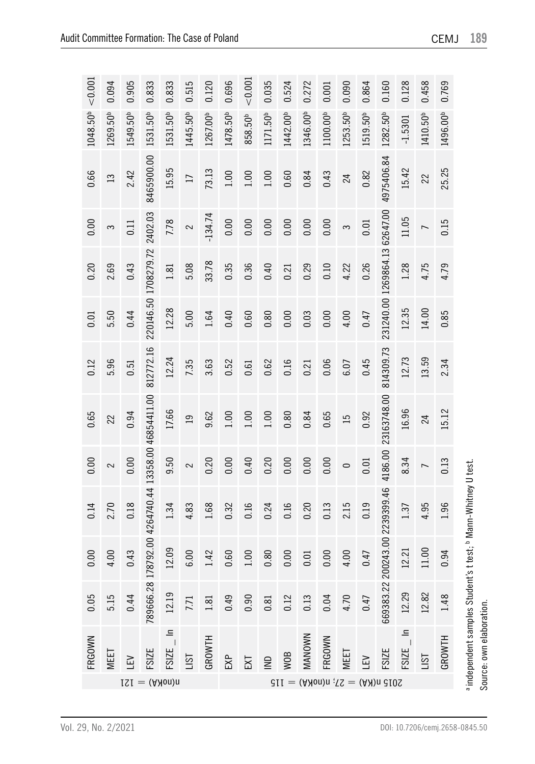| | | | | | | | | | | | | | |
|---|---|---|---|---|---|---|---|---|---|---|---|---|---|
| | FRGOWN | 0.05 | 0.00 | 0.14 | 0.00 | 0.65 | 0.12 | 0.01 | 0.20 | 0.00 | 0.66 | 1048.50[b] | <0.001 |
| n(noKA) = 121 | MEET | 5.15 | 4.00 | 2.70 | 2 | 22 | 5.96 | 5.50 | 2.69 | 3 | 13 | 1269.50[b] | 0.094 |
| | LEV | 0.44 | 0.43 | 0.18 | 0.00 | 0.94 | 0.51 | 0.44 | 0.43 | 0.11 | 2.42 | 1549.50[b] | 0.905 |
| | FSIZE | 789666.28 | 178792.00 | 4264740.44 | 13358.00 | 46854411.00 | 812772.16 | 220146.50 | 1708279.72 | 2402.03 | 8465900.00 | 1531.50[b] | 0.833 |
| | FSIZE_ln | 12.19 | 12.09 | 1.34 | 9.50 | 17.66 | 12.24 | 12.28 | 1.81 | 7.78 | 15.95 | 1531.50[b] | 0.833 |
| | LIST | 7.71 | 6.00 | 4.83 | 2 | 19 | 7.35 | 5.00 | 5.08 | 2 | 17 | 1445.50[b] | 0.515 |
| | GROWTH | 1.81 | 1.42 | 1.68 | 0.20 | 9.62 | 3.63 | 1.64 | 33.78 | -134.74 | 73.13 | 1267.00[b] | 0.120 |
| 2015 n(KA) = 27; n(noKA) = 115 | EXP | 0.49 | 0.60 | 0.32 | 0.00 | 1.00 | 0.52 | 0.40 | 0.35 | 0.00 | 1.00 | 1478.50[b] | 0.696 |
| | EXT | 0.90 | 1.00 | 0.16 | 0.40 | 1.00 | 0.61 | 0.60 | 0.36 | 0.00 | 1.00 | 858.50[b] | <0.001 |
| | IND | 0.81 | 0.80 | 0.24 | 0.20 | 1.00 | 0.62 | 0.80 | 0.40 | 0.00 | 1.00 | 1171.50[b] | 0.035 |
| | WOB | 0.12 | 0.00 | 0.16 | 0.00 | 0.80 | 0.16 | 0.00 | 0.21 | 0.00 | 0.60 | 1442.00[b] | 0.524 |
| | MANOWN | 0.13 | 0.01 | 0.20 | 0.00 | 0.84 | 0.21 | 0.03 | 0.29 | 0.00 | 0.84 | 1346.00[b] | 0.272 |
| | FRGOWN | 0.04 | 0.00 | 0.13 | 0.00 | 0.65 | 0.06 | 0.00 | 0.10 | 0.00 | 0.43 | 1100.00[b] | 0.001 |
| | MEET | 4.70 | 4.00 | 2.15 | 0 | 15 | 6.07 | 4.00 | 4.22 | 3 | 24 | 1253.50[b] | 0.090 |
| | LEV | 0.47 | 0.47 | 0.19 | 0.01 | 0.92 | 0.45 | 0.47 | 0.26 | 0.01 | 0.82 | 1519.50[b] | 0.864 |
| | FSIZE | 669383.22 | 200243.00 | 2239399.46 | 4186.00 | 23163748.00 | 814309.73 | 231240.00 | 1269864.13 | 62647.00 | 4975406.84 | 1282.50[b] | 0.160 |
| | FSIZE_ln | 12.29 | 12.21 | 1.37 | 8.34 | 16.96 | 12.73 | 12.35 | 1.28 | 11.05 | 15.42 | -1.5301 | 0.128 |
| | LIST | 12.82 | 11.00 | 4.95 | 7 | 24 | 13.59 | 14.00 | 4.75 | 7 | 22 | 1410.50[b] | 0.458 |
| | GROWTH | 1.48 | 0.94 | 1.96 | 0.13 | 15.12 | 2.34 | 0.85 | 4.79 | 0.15 | 25.25 | 1496.00[b] | 0.769 |

[a] independent samples Student's t test; [b] Mann-Whitney U test.

Source: own elaboration.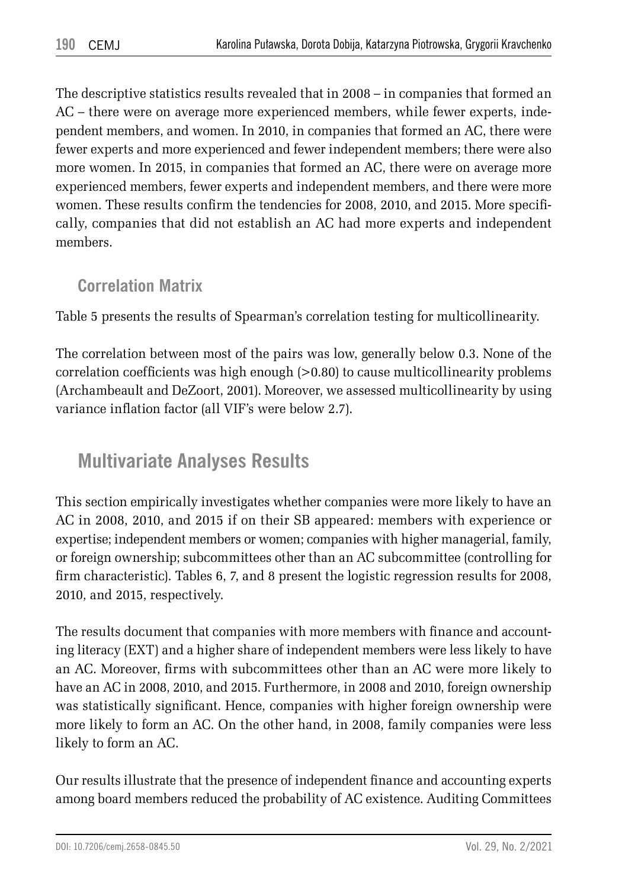The descriptive statistics results revealed that in 2008 – in companies that formed an AC – there were on average more experienced members, while fewer experts, independent members, and women. In 2010, in companies that formed an AC, there were fewer experts and more experienced and fewer independent members; there were also more women. In 2015, in companies that formed an AC, there were on average more experienced members, fewer experts and independent members, and there were more women. These results confirm the tendencies for 2008, 2010, and 2015. More specifically, companies that did not establish an AC had more experts and independent members.

### Correlation Matrix

Table 5 presents the results of Spearman's correlation testing for multicollinearity.

The correlation between most of the pairs was low, generally below 0.3. None of the correlation coefficients was high enough (>0.80) to cause multicollinearity problems (Archambeault and DeZoort, 2001). Moreover, we assessed multicollinearity by using variance inflation factor (all VIF's were below 2.7).

## Multivariate Analyses Results

This section empirically investigates whether companies were more likely to have an AC in 2008, 2010, and 2015 if on their SB appeared: members with experience or expertise; independent members or women; companies with higher managerial, family, or foreign ownership; subcommittees other than an AC subcommittee (controlling for firm characteristic). Tables 6, 7, and 8 present the logistic regression results for 2008, 2010, and 2015, respectively.

The results document that companies with more members with finance and accounting literacy (EXT) and a higher share of independent members were less likely to have an AC. Moreover, firms with subcommittees other than an AC were more likely to have an AC in 2008, 2010, and 2015. Furthermore, in 2008 and 2010, foreign ownership was statistically significant. Hence, companies with higher foreign ownership were more likely to form an AC. On the other hand, in 2008, family companies were less likely to form an AC.

Our results illustrate that the presence of independent finance and accounting experts among board members reduced the probability of AC existence. Auditing Committees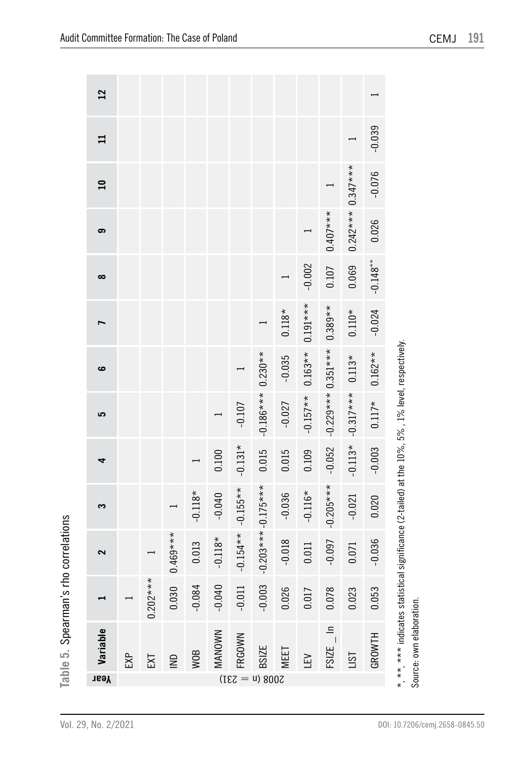**Table 5.** Spearman's rho correlations

| Year | Variable | 1 | 2 | 3 | 4 | 5 | 6 | 7 | 8 | 9 | 10 | 11 | 12 |
|---|---|---|---|---|---|---|---|---|---|---|---|---|---|
| 2008 (n = 231) | EXP | 1 | | | | | | | | | | | |
| | EXT | 0.202*** | 1 | | | | | | | | | | |
| | IND | 0.030 | 0.469*** | 1 | | | | | | | | | |
| | WOB | -0.084 | 0.013 | -0.118* | 1 | | | | | | | | |
| | MANOWN | -0.040 | -0.118* | -0.040 | 0.100 | 1 | | | | | | | |
| | FRGOWN | -0.011 | -0.154** | -0.155** | -0.131* | -0.107 | 1 | | | | | | |
| | BSIZE | -0.003 | -0.203*** | -0.175*** | 0.015 | -0.186*** | 0.230** | 1 | | | | | |
| | MEET | 0.026 | -0.018 | -0.036 | 0.015 | -0.027 | -0.035 | 0.118* | 1 | | | | |
| | LEV | 0.017 | 0.011 | -0.116* | 0.109 | -0.157** | 0.163** | 0.191*** | -0.002 | 1 | | | |
| | FSIZE _ ln | 0.078 | -0.097 | -0.205*** | -0.052 | -0.229*** | 0.351*** | 0.389** | 0.107 | 0.407*** | 1 | | |
| | LIST | 0.023 | 0.071 | -0.021 | -0.113* | -0.317*** | 0.113* | 0.110* | 0.069 | 0.242*** | 0.347*** | 1 | |
| | GROWTH | 0.053 | -0.036 | 0.020 | -0.003 | 0.117* | 0.162** | -0.024 | -0.148** | 0.026 | -0.076 | -0.039 | 1 |

*, **, *** indicates statistical significance (2-tailed) at the 10%, 5% , 1% level, respectively.

Source: own elaboration.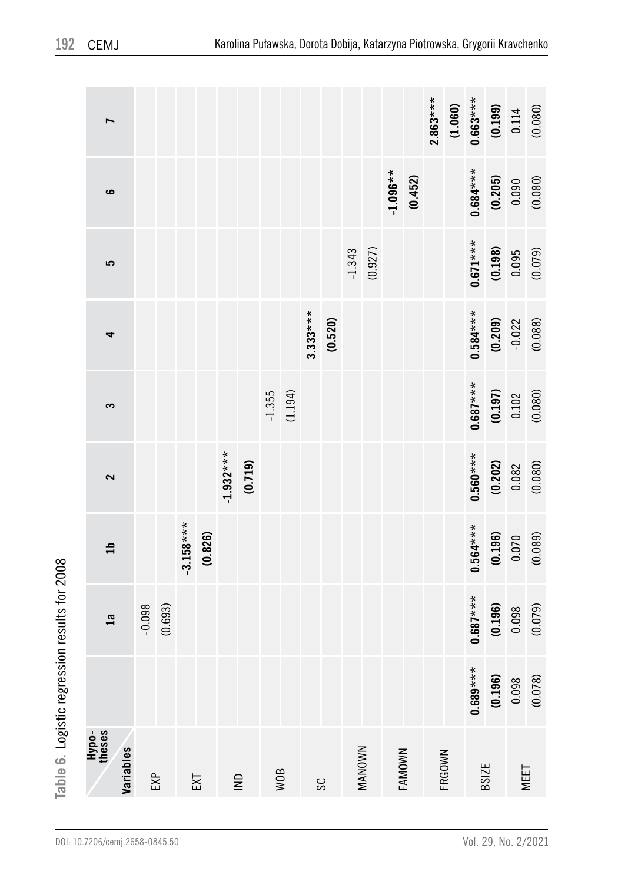**Table 6.** Logistic regression results for 2008

| Variables \ Hypotheses | | 1a | 1b | 2 | 3 | 4 | 5 | 6 | 7 |
|---|---|---|---|---|---|---|---|---|---|
| EXP | | -0.098 | | | | | | | |
| | | (0.693) | | | | | | | |
| EXT | | | **-3.158***** | | | | | | |
| | | | **(0.826)** | | | | | | |
| IND | | | | **-1.932***** | | | | | |
| | | | | **(0.719)** | | | | | |
| WOB | | | | | -1.355 | | | | |
| | | | | | (1.194) | | | | |
| SC | | | | | | **3.333***** | | | |
| | | | | | | **(0.520)** | | | |
| MANOWN | | | | | | | -1.343 | | |
| | | | | | | | (0.927) | | |
| FAMOWN | | | | | | | | **-1.096**** | |
| | | | | | | | | **(0.452)** | |
| FRGOWN | | | | | | | | | **2.863***** |
| | | | | | | | | | **(1.060)** |
| BSIZE | **0.689***** | **0.687***** | **0.564***** | **0.560***** | **0.687***** | **0.584***** | **0.671***** | **0.684***** | **0.663***** |
| | **(0.196)** | **(0.196)** | **(0.196)** | **(0.202)** | **(0.197)** | **(0.209)** | **(0.198)** | **(0.205)** | **(0.199)** |
| MEET | 0.098 | 0.098 | 0.070 | 0.082 | 0.102 | -0.022 | 0.095 | 0.090 | 0.114 |
| | (0.078) | (0.079) | (0.089) | (0.080) | (0.080) | (0.088) | (0.079) | (0.080) | (0.080) |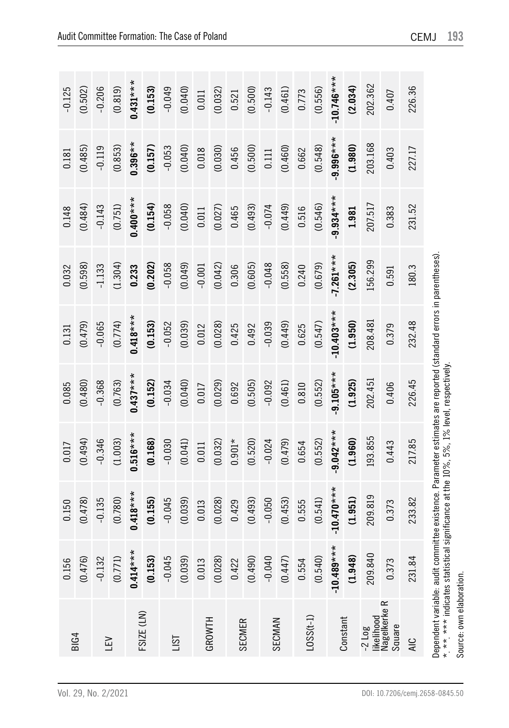| | | | | | | | | | |
|---|---|---|---|---|---|---|---|---|---|
| BIG4 | 0.156 | 0.150 | 0.017 | 0.085 | 0.131 | 0.032 | 0.148 | 0.181 | -0.125 |
| | (0.476) | (0.478) | (0.494) | (0.480) | (0.479) | (0.598) | (0.484) | (0.485) | (0.502) |
| LEV | -0.132 | -0.135 | -0.346 | -0.368 | -0.065 | -1.133 | -0.143 | -0.119 | -0.206 |
| | (0.771) | (0.780) | (1.003) | (0.763) | (0.774) | (1.304) | (0.751) | (0.853) | (0.819) |
| FSIZE (LN) | **0.414*\*\*** | **0.418*\*\*** | **0.516*\*\*** | **0.437*\*\*** | **0.418*\*\*** | **0.233** | **0.400*\*\*** | **0.396*\*** | **0.431*\*\*** |
| | **(0.153)** | **(0.155)** | **(0.168)** | **(0.152)** | **(0.153)** | **(0.202)** | **(0.154)** | **(0.157)** | **(0.153)** |
| LIST | -0.045 | -0.045 | -0.030 | -0.034 | -0.052 | -0.058 | -0.058 | -0.053 | -0.049 |
| | (0.039) | (0.039) | (0.041) | (0.040) | (0.039) | (0.049) | (0.040) | (0.040) | (0.040) |
| GROWTH | 0.013 | 0.013 | 0.011 | 0.017 | 0.012 | -0.001 | 0.011 | 0.018 | 0.011 |
| | (0.028) | (0.028) | (0.032) | (0.029) | (0.028) | (0.042) | (0.027) | (0.030) | (0.032) |
| SECMER | 0.422 | 0.429 | 0.901* | 0.692 | 0.425 | 0.306 | 0.465 | 0.456 | 0.521 |
| | (0.490) | (0.493) | (0.520) | (0.505) | 0.492 | (0.605) | (0.493) | (0.500) | (0.500) |
| SECMAN | -0.040 | -0.050 | -0.024 | -0.092 | -0.039 | -0.048 | -0.074 | 0.111 | -0.143 |
| | (0.447) | (0.453) | (0.479) | (0.461) | (0.449) | (0.558) | (0.449) | (0.460) | (0.461) |
| LOSS(t-1) | 0.554 | 0.555 | 0.654 | 0.810 | 0.625 | 0.240 | 0.516 | 0.662 | 0.773 |
| | (0.540) | (0.541) | (0.552) | (0.552) | (0.547) | (0.679) | (0.546) | (0.548) | (0.556) |
| Constant | **-10.489*\*\*** | **-10.470*\*\*** | **-9.042*\*\*** | **-9.105*\*\*** | **-10.403*\*\*** | **-7.261*\*\*** | **-9.934*\*\*** | **-9.996*\*\*** | **-10.746*\*\*** |
| | **(1.948)** | **(1.951)** | **(1.960)** | **(1.925)** | **(1.950)** | **(2.305)** | **1.981** | **(1.980)** | **(2.034)** |
| -2 Log likelihood | 209.840 | 209.819 | 193.855 | 202.451 | 208.481 | 156.299 | 207.517 | 203.168 | 202.362 |
| Nagelkerke R Square | 0.373 | 0.373 | 0.443 | 0.406 | 0.379 | 0.591 | 0.383 | 0.403 | 0.407 |
| AIC | 231.84 | 233.82 | 217.85 | 226.45 | 232.48 | 180.3 | 231.52 | 227.17 | 226.36 |

Dependent variable: audit committee existence. Parameter estimates are reported (standard errors in parentheses).
*, **, *** indicates statistical significance at the 10%, 5%, 1% level, respectively.
Source: own elaboration.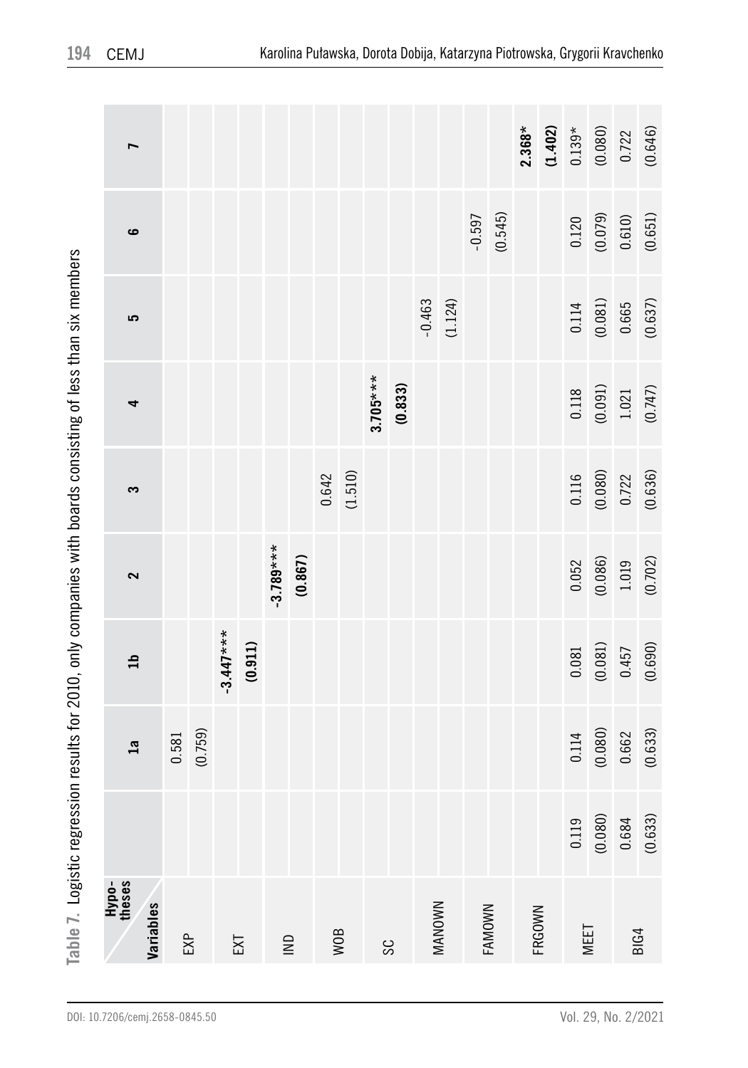Table 7. Logistic regression results for 2010, only companies with boards consisting of less than six members

| Variables \ Hypotheses | | 1a | 1b | 2 | 3 | 4 | 5 | 6 | 7 |
|---|---|---|---|---|---|---|---|---|---|
| EXP | | 0.581 | | | | | | | |
| | | (0.759) | | | | | | | |
| EXT | | | **-3.447***** | | | | | | |
| | | | **(0.911)** | | | | | | |
| IND | | | | **-3.789***** | | | | | |
| | | | | **(0.867)** | | | | | |
| WOB | | | | | 0.642 | | | | |
| | | | | | (1.510) | | | | |
| SC | | | | | | **3.705***** | | | |
| | | | | | | **(0.833)** | | | |
| MANOWN | | | | | | | -0.463 | | |
| | | | | | | | (1.124) | | |
| FAMOWN | | | | | | | | -0.597 | |
| | | | | | | | | (0.545) | |
| FRGOWN | | | | | | | | | **2.368*** |
| | | | | | | | | | **(1.402)** |
| MEET | 0.119 | 0.114 | 0.081 | 0.052 | 0.116 | 0.118 | 0.114 | 0.120 | 0.139* |
| | (0.080) | (0.080) | (0.081) | (0.086) | (0.080) | (0.091) | (0.081) | (0.079) | (0.080) |
| BIG4 | 0.684 | 0.662 | 0.457 | 1.019 | 0.722 | 1.021 | 0.665 | 0.610 | 0.722 |
| | (0.633) | (0.633) | (0.690) | (0.702) | (0.636) | (0.747) | (0.637) | (0.651) | (0.646) |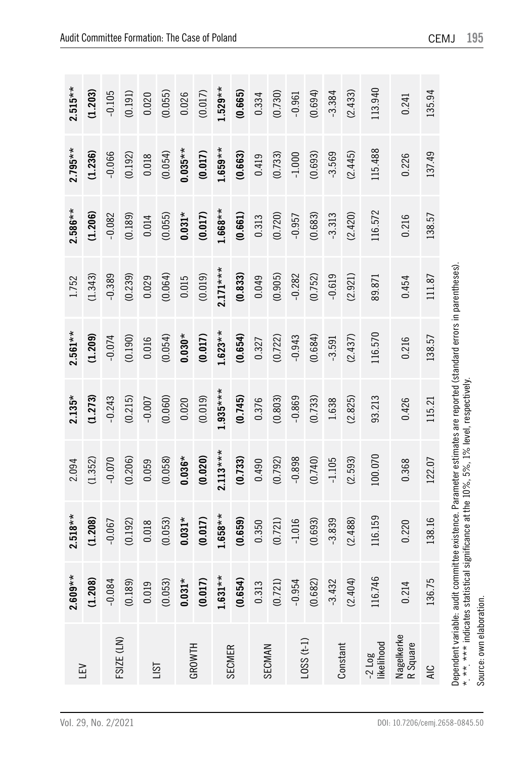| | | | | | | | | | |
|---|---|---|---|---|---|---|---|---|---|
| LEV | **2.609\*\*** | **2.518\*\*** | 2.094 | **2.135\*** | **2.561\*\*** | 1.752 | **2.586\*\*** | **2.795\*\*** | **2.515\*\*** |
| | **(1.208)** | **(1.208)** | (1.352) | **(1.273)** | **(1.209)** | (1.343) | **(1.206)** | **(1.236)** | **(1.203)** |
| FSIZE (LN) | -0.084 | -0.067 | -0.070 | -0.243 | -0.074 | -0.389 | -0.082 | -0.066 | -0.105 |
| | (0.189) | (0.192) | (0.206) | (0.215) | (0.190) | (0.239) | (0.189) | (0.192) | (0.191) |
| LIST | 0.019 | 0.018 | 0.059 | -0.007 | 0.016 | 0.029 | 0.014 | 0.018 | 0.020 |
| | (0.053) | (0.053) | (0.058) | (0.060) | (0.054) | (0.064) | (0.055) | (0.054) | (0.055) |
| GROWTH | **0.031\*** | **0.031\*** | **0.036\*** | 0.020 | **0.030\*** | 0.015 | **0.031\*** | **0.035\*\*** | 0.026 |
| | **(0.017)** | **(0.017)** | **(0.020)** | (0.019) | **(0.017)** | (0.019) | **(0.017)** | **(0.017)** | (0.017) |
| SECMER | **1.631\*\*** | **1.658\*\*** | **2.113\*\*\*** | **1.935\*\*\*** | **1.623\*\*** | **2.171\*\*\*** | **1.668\*\*** | **1.659\*\*** | **1.529\*\*** |
| | **(0.654)** | **(0.659)** | **(0.733)** | **(0.745)** | **(0.654)** | **(0.833)** | **(0.661)** | **(0.663)** | **(0.665)** |
| SECMAN | 0.313 | 0.350 | 0.490 | 0.376 | 0.327 | 0.049 | 0.313 | 0.419 | 0.334 |
| | (0.721) | (0.721) | (0.792) | (0.803) | (0.722) | (0.905) | (0.720) | (0.733) | (0.730) |
| LOSS (t-1) | -0.954 | -1.016 | -0.898 | -0.869 | -0.943 | -0.282 | -0.957 | -1.000 | -0.961 |
| | (0.682) | (0.693) | (0.740) | (0.733) | (0.684) | (0.752) | (0.683) | (0.693) | (0.694) |
| Constant | -3.432 | -3.839 | -1.105 | 1.638 | -3.591 | -0.619 | -3.313 | -3.569 | -3.384 |
| | (2.404) | (2.488) | (2.593) | (2.825) | (2.437) | (2.921) | (2.420) | (2.445) | (2.433) |
| -2 Log likelihood | 116.746 | 116.159 | 100.070 | 93.213 | 116.570 | 89.871 | 116.572 | 115.488 | 113.940 |
| Nagelkerke R Square | 0.214 | 0.220 | 0.368 | 0.426 | 0.216 | 0.454 | 0.216 | 0.226 | 0.241 |
| AIC | 136.75 | 138.16 | 122.07 | 115.21 | 138.57 | 111.87 | 138.57 | 137.49 | 135.94 |

Dependent variable: audit committee existence. Parameter estimates are reported (standard errors in parentheses).
*, **, *** indicates statistical significance at the 10%, 5%, 1% level, respectively.
Source: own elaboration.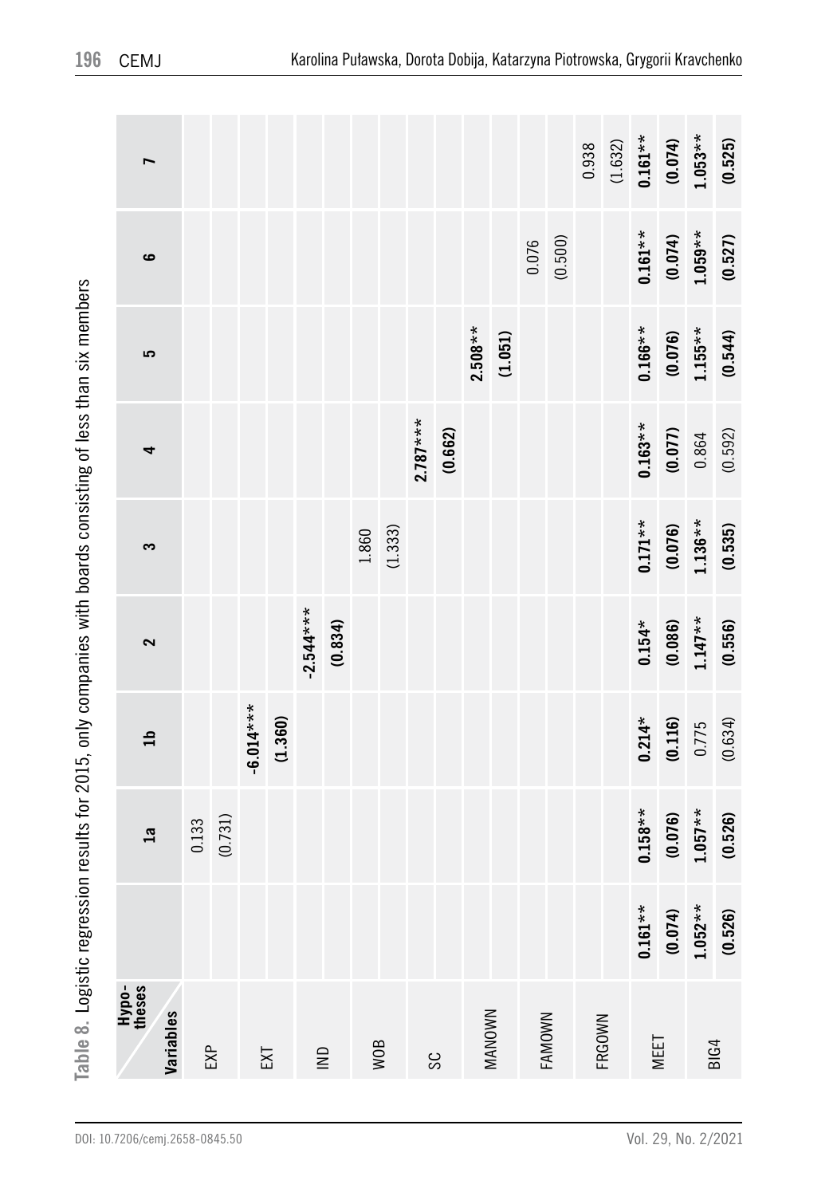**Table 8.** Logistic regression results for 2015, only companies with boards consisting of less than six members

| Variables \ Hypotheses | | 1a | 1b | 2 | 3 | 4 | 5 | 6 | 7 |
|---|---|---|---|---|---|---|---|---|---|
| EXP | | 0.133 | | | | | | | |
| | | (0.731) | | | | | | | |
| EXT | | | **-6.014*** ** | | | | | | |
| | | | **(1.360)** | | | | | | |
| IND | | | | **-2.544*** ** | | | | | |
| | | | | **(0.834)** | | | | | |
| WOB | | | | | 1.860 | | | | |
| | | | | | (1.333) | | | | |
| SC | | | | | | **2.787*** ** | | | |
| | | | | | | **(0.662)** | | | |
| MANOWN | | | | | | | **2.508** ** | | |
| | | | | | | | **(1.051)** | | |
| FAMOWN | | | | | | | | 0.076 | |
| | | | | | | | | (0.500) | |
| FRGOWN | | | | | | | | | 0.938 |
| | | | | | | | | | (1.632) |
| MEET | **0.161** ** | **0.158** ** | **0.214* ** | **0.154* ** | **0.171** ** | **0.163** ** | **0.166** ** | **0.161** ** | **0.161** ** |
| | **(0.074)** | **(0.076)** | **(0.116)** | **(0.086)** | **(0.076)** | **(0.077)** | **(0.076)** | **(0.074)** | **(0.074)** |
| BIG4 | **1.052** ** | **1.057** ** | 0.775 | **1.147** ** | **1.136** ** | 0.864 | **1.155** ** | **1.059** ** | **1.053** ** |
| | **(0.526)** | **(0.526)** | (0.634) | **(0.556)** | **(0.535)** | (0.592) | **(0.544)** | **(0.527)** | **(0.525)** |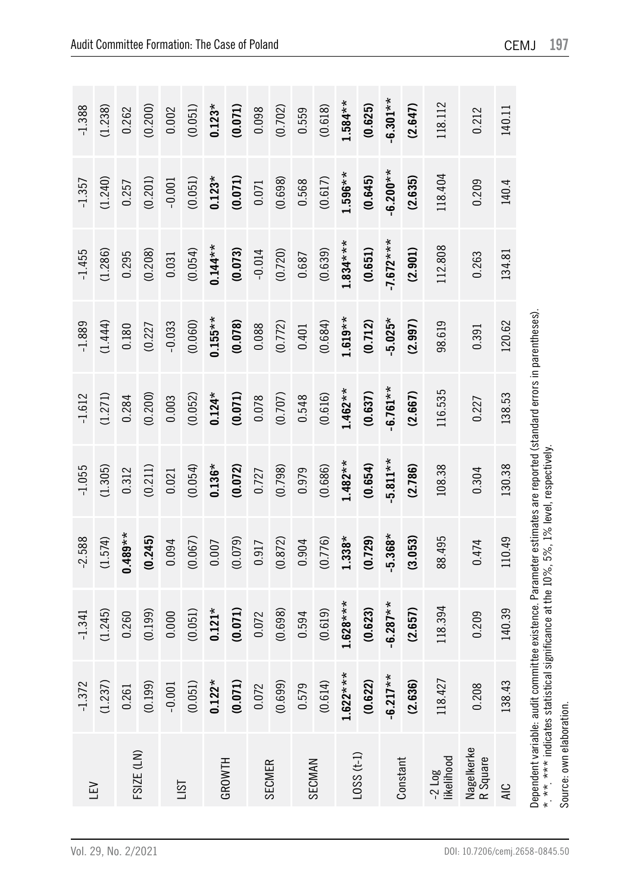| | | | | | | | | | |
|---|---|---|---|---|---|---|---|---|---|
| LEV | -1.372 | -1.341 | -2.588 | -1.055 | -1.612 | -1.889 | -1.455 | -1.357 | -1.388 |
| | (1.237) | (1.245) | (1.574) | (1.305) | (1.271) | (1.444) | (1.286) | (1.240) | (1.238) |
| FSIZE (LN) | 0.261 | 0.260 | **0.489****| 0.312 | 0.284 | 0.180 | 0.295 | 0.257 | 0.262 |
| | (0.199) | (0.199) | **(0.245)** | (0.211) | (0.200) | (0.227 | (0.208) | (0.201) | (0.200) |
| LIST | -0.001 | 0.000 | 0.094 | 0.021 | 0.003 | -0.033 | 0.031 | -0.001 | 0.002 |
| | (0.051) | (0.051) | (0.067) | (0.054) | (0.052) | (0.060) | (0.054) | (0.051) | (0.051) |
| GROWTH | **0.122*** | **0.121*** | 0.007 | **0.136*** | **0.124*** | **0.155**** | **0.144**** | **0.123*** | **0.123*** |
| | **(0.071)** | **(0.071)** | (0.079) | **(0.072)** | **(0.071)** | **(0.078)** | **(0.073)** | **(0.071)** | **(0.071)** |
| SECMER | 0.072 | 0.072 | 0.917 | 0.727 | 0.078 | 0.088 | -0.014 | 0.071 | 0.098 |
| | (0.699) | (0.698) | (0.872) | (0.798) | (0.707) | (0.772) | (0.720) | (0.698) | (0.702) |
| SECMAN | 0.579 | 0.594 | 0.904 | 0.979 | 0.548 | 0.401 | 0.687 | 0.568 | 0.559 |
| | (0.614) | (0.619) | (0.776) | (0.686) | (0.616) | (0.684) | (0.639) | (0.617) | (0.618) |
| LOSS (t-1) | **1.622***** | **1.628***** | **1.338*** | **1.482**** | **1.462**** | **1.619**** | **1.834***** | **1.596**** | **1.584**** |
| | **(0.622)** | **(0.623)** | **(0.729)** | **(0.654)** | **(0.637)** | **(0.712)** | **(0.651)** | **(0.645)** | **(0.625)** |
| Constant | **-6.217**** | **-6.287**** | **-5.368*** | **-5.811**** | **-6.761**** | **-5.025*** | **-7.672***** | **-6.200**** | **-6.301**** |
| | **(2.636)** | **(2.657)** | **(3.053)** | **(2.786)** | **(2.667)** | **(2.997)** | **(2.901)** | **(2.635)** | **(2.647)** |
| -2 Log likelihood | 118.427 | 118.394 | 88.495 | 108.38 | 116.535 | 98.619 | 112.808 | 118.404 | 118.112 |
| Nagelkerke R Square | 0.208 | 0.209 | 0.474 | 0.304 | 0.227 | 0.391 | 0.263 | 0.209 | 0.212 |
| AIC | 138.43 | 140.39 | 110.49 | 130.38 | 138.53 | 120.62 | 134.81 | 140.4 | 140.11 |

Dependent variable: audit committee existence. Parameter estimates are reported (standard errors in parentheses).
*, **, *** indicates statistical significance at the 10%, 5%, 1% level, respectively.

Source: own elaboration.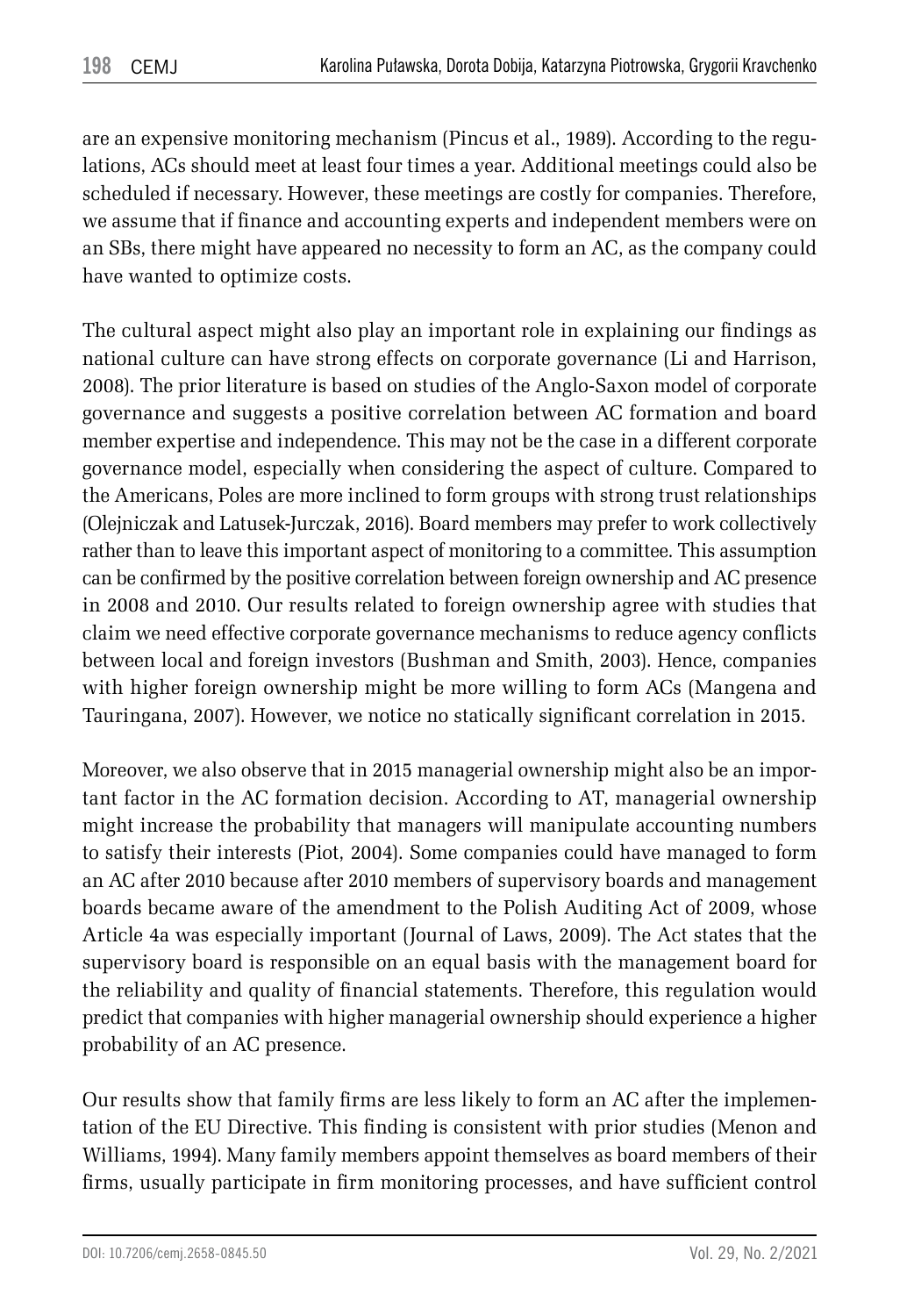are an expensive monitoring mechanism (Pincus et al., 1989). According to the regulations, ACs should meet at least four times a year. Additional meetings could also be scheduled if necessary. However, these meetings are costly for companies. Therefore, we assume that if finance and accounting experts and independent members were on an SBs, there might have appeared no necessity to form an AC, as the company could have wanted to optimize costs.

The cultural aspect might also play an important role in explaining our findings as national culture can have strong effects on corporate governance (Li and Harrison, 2008). The prior literature is based on studies of the Anglo-Saxon model of corporate governance and suggests a positive correlation between AC formation and board member expertise and independence. This may not be the case in a different corporate governance model, especially when considering the aspect of culture. Compared to the Americans, Poles are more inclined to form groups with strong trust relationships (Olejniczak and Latusek-Jurczak, 2016). Board members may prefer to work collectively rather than to leave this important aspect of monitoring to a committee. This assumption can be confirmed by the positive correlation between foreign ownership and AC presence in 2008 and 2010. Our results related to foreign ownership agree with studies that claim we need effective corporate governance mechanisms to reduce agency conflicts between local and foreign investors (Bushman and Smith, 2003). Hence, companies with higher foreign ownership might be more willing to form ACs (Mangena and Tauringana, 2007). However, we notice no statically significant correlation in 2015.

Moreover, we also observe that in 2015 managerial ownership might also be an important factor in the AC formation decision. According to AT, managerial ownership might increase the probability that managers will manipulate accounting numbers to satisfy their interests (Piot, 2004). Some companies could have managed to form an AC after 2010 because after 2010 members of supervisory boards and management boards became aware of the amendment to the Polish Auditing Act of 2009, whose Article 4a was especially important (Journal of Laws, 2009). The Act states that the supervisory board is responsible on an equal basis with the management board for the reliability and quality of financial statements. Therefore, this regulation would predict that companies with higher managerial ownership should experience a higher probability of an AC presence.

Our results show that family firms are less likely to form an AC after the implementation of the EU Directive. This finding is consistent with prior studies (Menon and Williams, 1994). Many family members appoint themselves as board members of their firms, usually participate in firm monitoring processes, and have sufficient control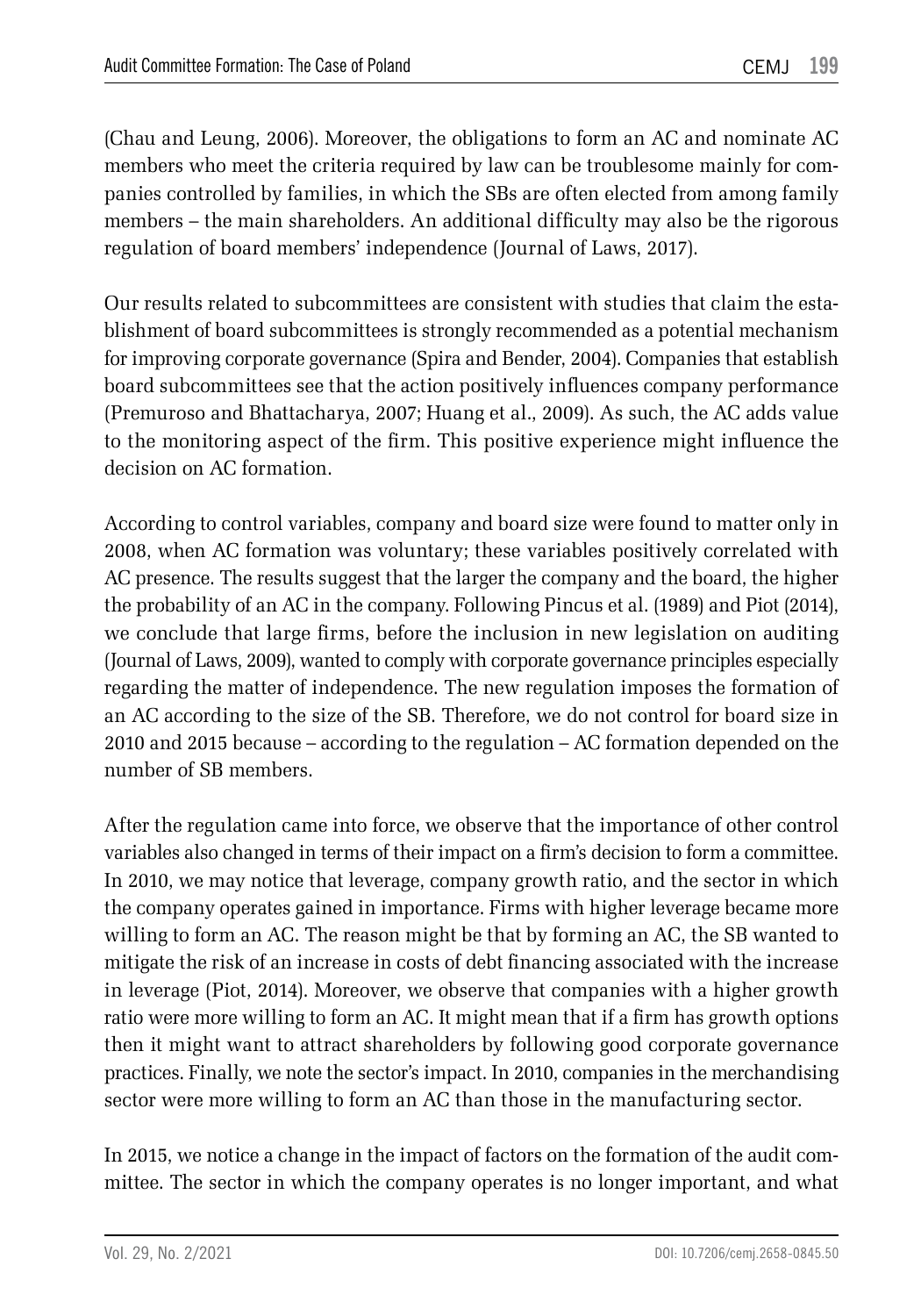(Chau and Leung, 2006). Moreover, the obligations to form an AC and nominate AC members who meet the criteria required by law can be troublesome mainly for companies controlled by families, in which the SBs are often elected from among family members – the main shareholders. An additional difficulty may also be the rigorous regulation of board members' independence (Journal of Laws, 2017).

Our results related to subcommittees are consistent with studies that claim the establishment of board subcommittees is strongly recommended as a potential mechanism for improving corporate governance (Spira and Bender, 2004). Companies that establish board subcommittees see that the action positively influences company performance (Premuroso and Bhattacharya, 2007; Huang et al., 2009). As such, the AC adds value to the monitoring aspect of the firm. This positive experience might influence the decision on AC formation.

According to control variables, company and board size were found to matter only in 2008, when AC formation was voluntary; these variables positively correlated with AC presence. The results suggest that the larger the company and the board, the higher the probability of an AC in the company. Following Pincus et al. (1989) and Piot (2014), we conclude that large firms, before the inclusion in new legislation on auditing (Journal of Laws, 2009), wanted to comply with corporate governance principles especially regarding the matter of independence. The new regulation imposes the formation of an AC according to the size of the SB. Therefore, we do not control for board size in 2010 and 2015 because – according to the regulation – AC formation depended on the number of SB members.

After the regulation came into force, we observe that the importance of other control variables also changed in terms of their impact on a firm's decision to form a committee. In 2010, we may notice that leverage, company growth ratio, and the sector in which the company operates gained in importance. Firms with higher leverage became more willing to form an AC. The reason might be that by forming an AC, the SB wanted to mitigate the risk of an increase in costs of debt financing associated with the increase in leverage (Piot, 2014). Moreover, we observe that companies with a higher growth ratio were more willing to form an AC. It might mean that if a firm has growth options then it might want to attract shareholders by following good corporate governance practices. Finally, we note the sector's impact. In 2010, companies in the merchandising sector were more willing to form an AC than those in the manufacturing sector.

In 2015, we notice a change in the impact of factors on the formation of the audit committee. The sector in which the company operates is no longer important, and what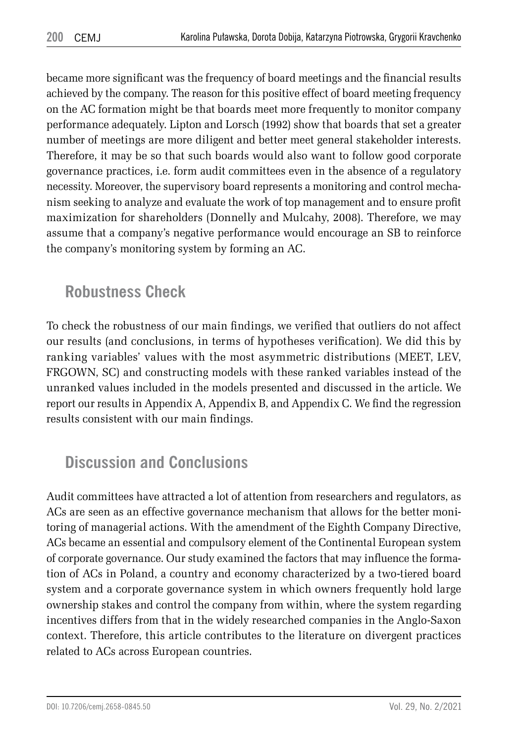became more significant was the frequency of board meetings and the financial results achieved by the company. The reason for this positive effect of board meeting frequency on the AC formation might be that boards meet more frequently to monitor company performance adequately. Lipton and Lorsch (1992) show that boards that set a greater number of meetings are more diligent and better meet general stakeholder interests. Therefore, it may be so that such boards would also want to follow good corporate governance practices, i.e. form audit committees even in the absence of a regulatory necessity. Moreover, the supervisory board represents a monitoring and control mechanism seeking to analyze and evaluate the work of top management and to ensure profit maximization for shareholders (Donnelly and Mulcahy, 2008). Therefore, we may assume that a company's negative performance would encourage an SB to reinforce the company's monitoring system by forming an AC.

## Robustness Check

To check the robustness of our main findings, we verified that outliers do not affect our results (and conclusions, in terms of hypotheses verification). We did this by ranking variables' values with the most asymmetric distributions (MEET, LEV, FRGOWN, SC) and constructing models with these ranked variables instead of the unranked values included in the models presented and discussed in the article. We report our results in Appendix A, Appendix B, and Appendix C. We find the regression results consistent with our main findings.

## Discussion and Conclusions

Audit committees have attracted a lot of attention from researchers and regulators, as ACs are seen as an effective governance mechanism that allows for the better monitoring of managerial actions. With the amendment of the Eighth Company Directive, ACs became an essential and compulsory element of the Continental European system of corporate governance. Our study examined the factors that may influence the formation of ACs in Poland, a country and economy characterized by a two-tiered board system and a corporate governance system in which owners frequently hold large ownership stakes and control the company from within, where the system regarding incentives differs from that in the widely researched companies in the Anglo-Saxon context. Therefore, this article contributes to the literature on divergent practices related to ACs across European countries.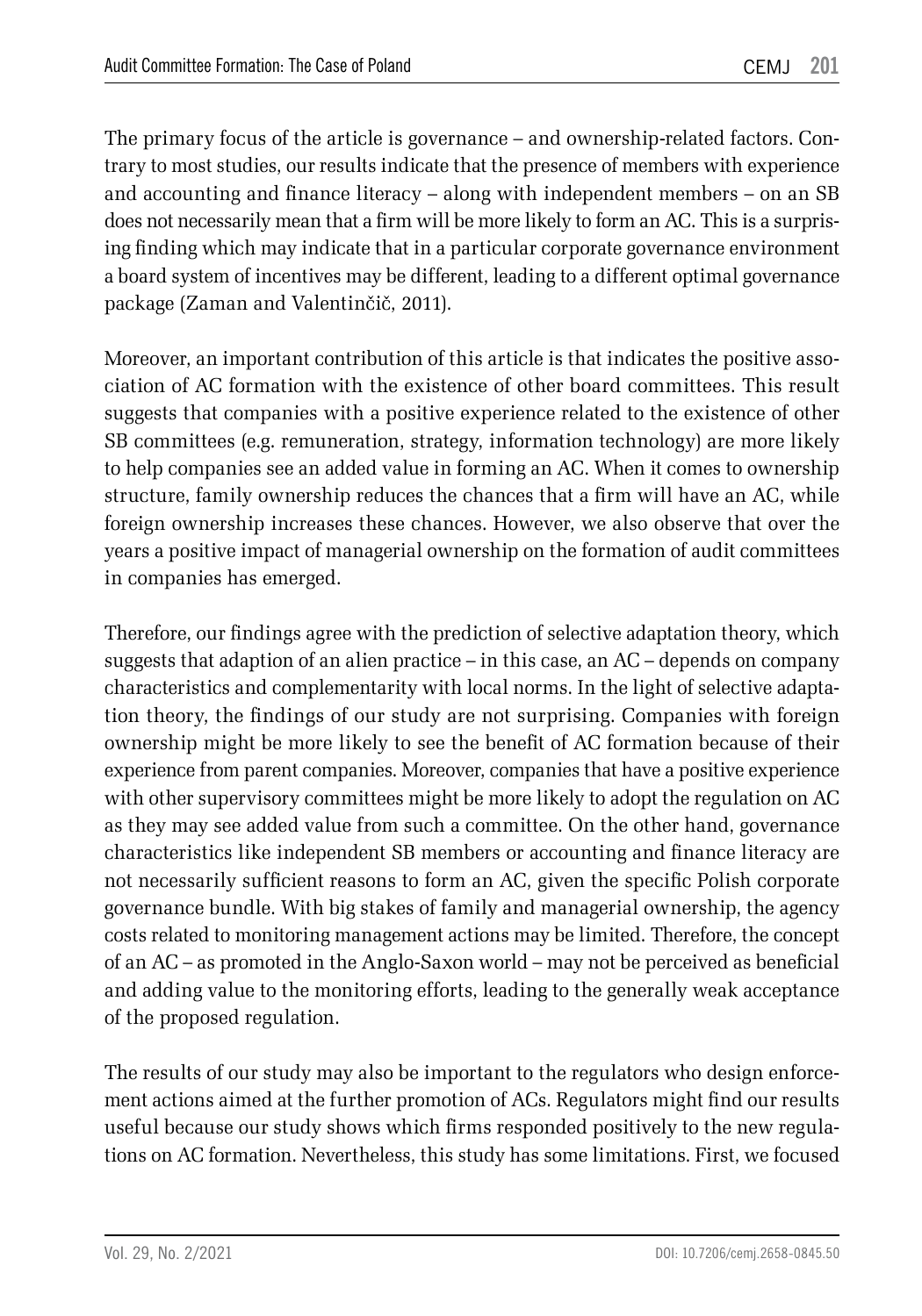The primary focus of the article is governance – and ownership-related factors. Contrary to most studies, our results indicate that the presence of members with experience and accounting and finance literacy – along with independent members – on an SB does not necessarily mean that a firm will be more likely to form an AC. This is a surprising finding which may indicate that in a particular corporate governance environment a board system of incentives may be different, leading to a different optimal governance package (Zaman and Valentinčič, 2011).

Moreover, an important contribution of this article is that indicates the positive association of AC formation with the existence of other board committees. This result suggests that companies with a positive experience related to the existence of other SB committees (e.g. remuneration, strategy, information technology) are more likely to help companies see an added value in forming an AC. When it comes to ownership structure, family ownership reduces the chances that a firm will have an AC, while foreign ownership increases these chances. However, we also observe that over the years a positive impact of managerial ownership on the formation of audit committees in companies has emerged.

Therefore, our findings agree with the prediction of selective adaptation theory, which suggests that adaption of an alien practice – in this case, an AC – depends on company characteristics and complementarity with local norms. In the light of selective adaptation theory, the findings of our study are not surprising. Companies with foreign ownership might be more likely to see the benefit of AC formation because of their experience from parent companies. Moreover, companies that have a positive experience with other supervisory committees might be more likely to adopt the regulation on AC as they may see added value from such a committee. On the other hand, governance characteristics like independent SB members or accounting and finance literacy are not necessarily sufficient reasons to form an AC, given the specific Polish corporate governance bundle. With big stakes of family and managerial ownership, the agency costs related to monitoring management actions may be limited. Therefore, the concept of an AC – as promoted in the Anglo-Saxon world – may not be perceived as beneficial and adding value to the monitoring efforts, leading to the generally weak acceptance of the proposed regulation.

The results of our study may also be important to the regulators who design enforcement actions aimed at the further promotion of ACs. Regulators might find our results useful because our study shows which firms responded positively to the new regulations on AC formation. Nevertheless, this study has some limitations. First, we focused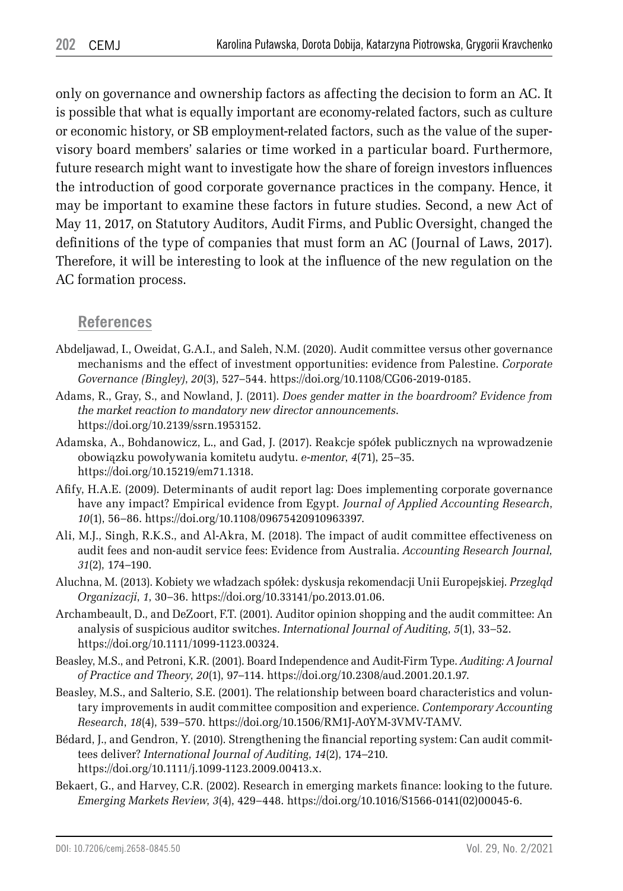only on governance and ownership factors as affecting the decision to form an AC. It is possible that what is equally important are economy-related factors, such as culture or economic history, or SB employment-related factors, such as the value of the supervisory board members' salaries or time worked in a particular board. Furthermore, future research might want to investigate how the share of foreign investors influences the introduction of good corporate governance practices in the company. Hence, it may be important to examine these factors in future studies. Second, a new Act of May 11, 2017, on Statutory Auditors, Audit Firms, and Public Oversight, changed the definitions of the type of companies that must form an AC (Journal of Laws, 2017). Therefore, it will be interesting to look at the influence of the new regulation on the AC formation process.

## References

Abdeljawad, I., Oweidat, G.A.I., and Saleh, N.M. (2020). Audit committee versus other governance mechanisms and the effect of investment opportunities: evidence from Palestine. *Corporate Governance (Bingley)*, *20*(3), 527–544. https://doi.org/10.1108/CG06-2019-0185.

Adams, R., Gray, S., and Nowland, J. (2011). *Does gender matter in the boardroom? Evidence from the market reaction to mandatory new director announcements*. https://doi.org/10.2139/ssrn.1953152.

Adamska, A., Bohdanowicz, L., and Gad, J. (2017). Reakcje spółek publicznych na wprowadzenie obowiązku powoływania komitetu audytu. *e-mentor*, *4*(71), 25–35. https://doi.org/10.15219/em71.1318.

Afify, H.A.E. (2009). Determinants of audit report lag: Does implementing corporate governance have any impact? Empirical evidence from Egypt. *Journal of Applied Accounting Research*, *10*(1), 56–86. https://doi.org/10.1108/09675420910963397.

Ali, M.J., Singh, R.K.S., and Al-Akra, M. (2018). The impact of audit committee effectiveness on audit fees and non-audit service fees: Evidence from Australia. *Accounting Research Journal, 31*(2), 174–190.

Aluchna, M. (2013). Kobiety we władzach spółek: dyskusja rekomendacji Unii Europejskiej. *Przegląd Organizacji*, *1*, 30–36. https://doi.org/10.33141/po.2013.01.06.

Archambeault, D., and DeZoort, F.T. (2001). Auditor opinion shopping and the audit committee: An analysis of suspicious auditor switches. *International Journal of Auditing*, *5*(1), 33–52. https://doi.org/10.1111/1099-1123.00324.

Beasley, M.S., and Petroni, K.R. (2001). Board Independence and Audit-Firm Type. *Auditing: A Journal of Practice and Theory*, *20*(1), 97–114. https://doi.org/10.2308/aud.2001.20.1.97.

Beasley, M.S., and Salterio, S.E. (2001). The relationship between board characteristics and voluntary improvements in audit committee composition and experience. *Contemporary Accounting Research*, *18*(4), 539–570. https://doi.org/10.1506/RM1J-A0YM-3VMV-TAMV.

Bédard, J., and Gendron, Y. (2010). Strengthening the financial reporting system: Can audit committees deliver? *International Journal of Auditing*, *14*(2), 174–210. https://doi.org/10.1111/j.1099-1123.2009.00413.x.

Bekaert, G., and Harvey, C.R. (2002). Research in emerging markets finance: looking to the future. *Emerging Markets Review, 3*(4), 429–448. https://doi.org/10.1016/S1566-0141(02)00045-6.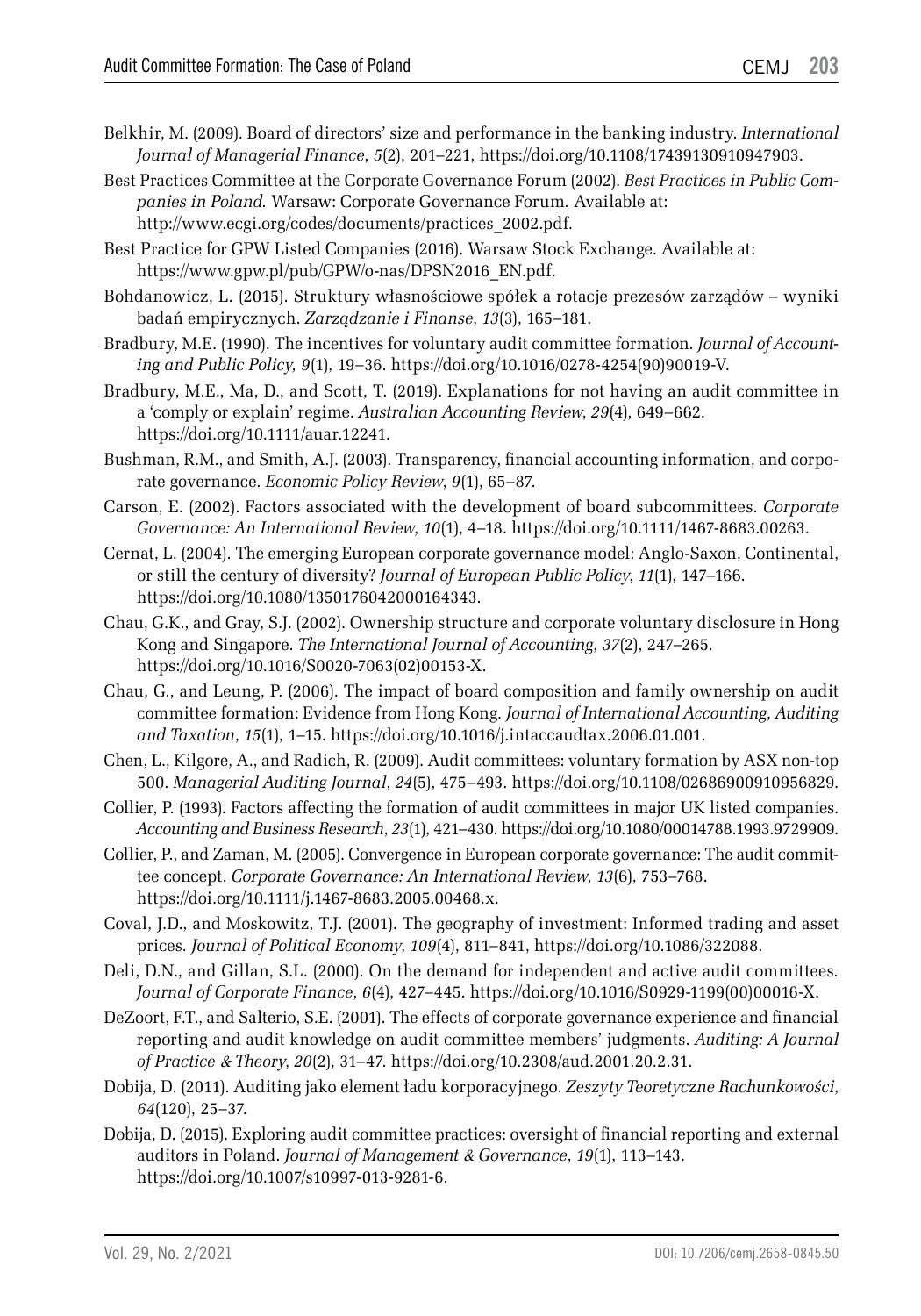Belkhir, M. (2009). Board of directors' size and performance in the banking industry. *International Journal of Managerial Finance*, *5*(2), 201–221, https://doi.org/10.1108/17439130910947903.

Best Practices Committee at the Corporate Governance Forum (2002). *Best Practices in Public Companies in Poland.* Warsaw: Corporate Governance Forum. Available at: http://www.ecgi.org/codes/documents/practices_2002.pdf.

Best Practice for GPW Listed Companies (2016). Warsaw Stock Exchange. Available at: https://www.gpw.pl/pub/GPW/o-nas/DPSN2016_EN.pdf.

Bohdanowicz, L. (2015). Struktury własnościowe spółek a rotacje prezesów zarządów – wyniki badań empirycznych. *Zarządzanie i Finanse*, *13*(3), 165–181.

Bradbury, M.E. (1990). The incentives for voluntary audit committee formation. *Journal of Accounting and Public Policy*, *9*(1), 19–36. https://doi.org/10.1016/0278-4254(90)90019-V.

Bradbury, M.E., Ma, D., and Scott, T. (2019). Explanations for not having an audit committee in a 'comply or explain' regime. *Australian Accounting Review*, *29*(4), 649–662. https://doi.org/10.1111/auar.12241.

Bushman, R.M., and Smith, A.J. (2003). Transparency, financial accounting information, and corporate governance. *Economic Policy Review*, *9*(1), 65–87.

Carson, E. (2002). Factors associated with the development of board subcommittees. *Corporate Governance: An International Review*, *10*(1), 4–18. https://doi.org/10.1111/1467-8683.00263.

Cernat, L. (2004). The emerging European corporate governance model: Anglo-Saxon, Continental, or still the century of diversity? *Journal of European Public Policy*, *11*(1), 147–166. https://doi.org/10.1080/1350176042000164343.

Chau, G.K., and Gray, S.J. (2002). Ownership structure and corporate voluntary disclosure in Hong Kong and Singapore. *The International Journal of Accounting*, *37*(2), 247–265. https://doi.org/10.1016/S0020-7063(02)00153-X.

Chau, G., and Leung, P. (2006). The impact of board composition and family ownership on audit committee formation: Evidence from Hong Kong. *Journal of International Accounting, Auditing and Taxation*, *15*(1), 1–15. https://doi.org/10.1016/j.intaccaudtax.2006.01.001.

Chen, L., Kilgore, A., and Radich, R. (2009). Audit committees: voluntary formation by ASX non-top 500. *Managerial Auditing Journal*, *24*(5), 475–493. https://doi.org/10.1108/02686900910956829.

Collier, P. (1993). Factors affecting the formation of audit committees in major UK listed companies. *Accounting and Business Research*, *23*(1), 421–430. https://doi.org/10.1080/00014788.1993.9729909.

Collier, P., and Zaman, M. (2005). Convergence in European corporate governance: The audit committee concept. *Corporate Governance: An International Review*, *13*(6), 753–768. https://doi.org/10.1111/j.1467-8683.2005.00468.x.

Coval, J.D., and Moskowitz, T.J. (2001). The geography of investment: Informed trading and asset prices. *Journal of Political Economy*, *109*(4), 811–841, https://doi.org/10.1086/322088.

Deli, D.N., and Gillan, S.L. (2000). On the demand for independent and active audit committees. *Journal of Corporate Finance*, *6*(4), 427–445. https://doi.org/10.1016/S0929-1199(00)00016-X.

DeZoort, F.T., and Salterio, S.E. (2001). The effects of corporate governance experience and financial reporting and audit knowledge on audit committee members' judgments. *Auditing: A Journal of Practice & Theory*, *20*(2), 31–47. https://doi.org/10.2308/aud.2001.20.2.31.

Dobija, D. (2011). Auditing jako element ładu korporacyjnego. *Zeszyty Teoretyczne Rachunkowości*, *64*(120), 25–37.

Dobija, D. (2015). Exploring audit committee practices: oversight of financial reporting and external auditors in Poland. *Journal of Management & Governance*, *19*(1), 113–143. https://doi.org/10.1007/s10997-013-9281-6.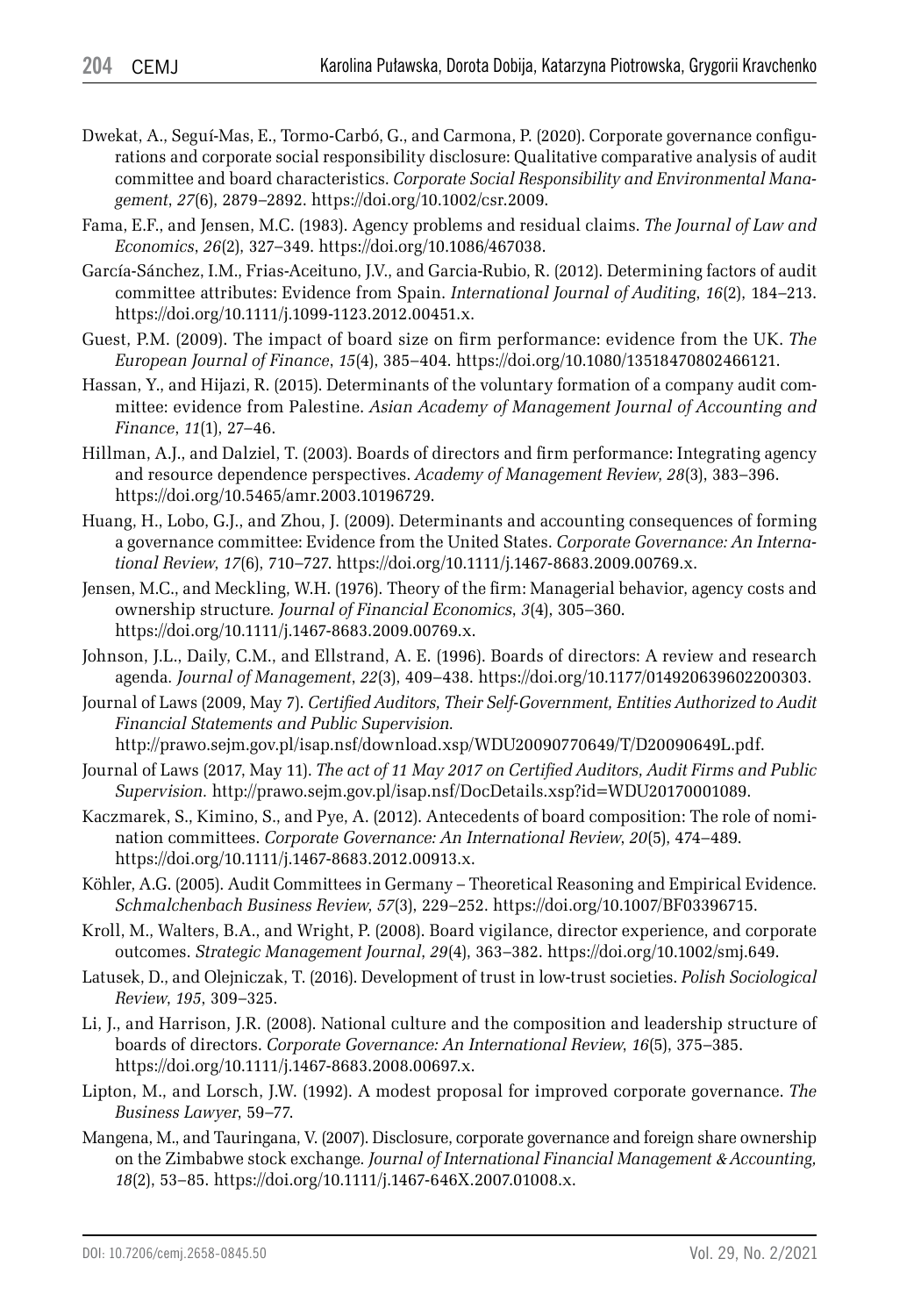Dwekat, A., Seguí-Mas, E., Tormo-Carbó, G., and Carmona, P. (2020). Corporate governance configurations and corporate social responsibility disclosure: Qualitative comparative analysis of audit committee and board characteristics. *Corporate Social Responsibility and Environmental Management*, *27*(6), 2879–2892. https://doi.org/10.1002/csr.2009.

Fama, E.F., and Jensen, M.C. (1983). Agency problems and residual claims. *The Journal of Law and Economics*, *26*(2), 327–349. https://doi.org/10.1086/467038.

García-Sánchez, I.M., Frias-Aceituno, J.V., and Garcia-Rubio, R. (2012). Determining factors of audit committee attributes: Evidence from Spain. *International Journal of Auditing*, *16*(2), 184–213. https://doi.org/10.1111/j.1099-1123.2012.00451.x.

Guest, P.M. (2009). The impact of board size on firm performance: evidence from the UK. *The European Journal of Finance*, *15*(4), 385–404. https://doi.org/10.1080/13518470802466121.

Hassan, Y., and Hijazi, R. (2015). Determinants of the voluntary formation of a company audit committee: evidence from Palestine. *Asian Academy of Management Journal of Accounting and Finance*, *11*(1), 27–46.

Hillman, A.J., and Dalziel, T. (2003). Boards of directors and firm performance: Integrating agency and resource dependence perspectives. *Academy of Management Review*, *28*(3), 383–396. https://doi.org/10.5465/amr.2003.10196729.

Huang, H., Lobo, G.J., and Zhou, J. (2009). Determinants and accounting consequences of forming a governance committee: Evidence from the United States. *Corporate Governance: An International Review*, *17*(6), 710–727. https://doi.org/10.1111/j.1467-8683.2009.00769.x.

Jensen, M.C., and Meckling, W.H. (1976). Theory of the firm: Managerial behavior, agency costs and ownership structure. *Journal of Financial Economics*, *3*(4), 305–360. https://doi.org/10.1111/j.1467-8683.2009.00769.x.

Johnson, J.L., Daily, C.M., and Ellstrand, A. E. (1996). Boards of directors: A review and research agenda. *Journal of Management*, *22*(3), 409–438. https://doi.org/10.1177/014920639602200303.

Journal of Laws (2009, May 7). *Certified Auditors, Their Self-Government, Entities Authorized to Audit Financial Statements and Public Supervision*. http://prawo.sejm.gov.pl/isap.nsf/download.xsp/WDU20090770649/T/D20090649L.pdf.

Journal of Laws (2017, May 11). *The act of 11 May 2017 on Certified Auditors, Audit Firms and Public Supervision*. http://prawo.sejm.gov.pl/isap.nsf/DocDetails.xsp?id=WDU20170001089.

Kaczmarek, S., Kimino, S., and Pye, A. (2012). Antecedents of board composition: The role of nomination committees. *Corporate Governance: An International Review*, *20*(5), 474–489. https://doi.org/10.1111/j.1467-8683.2012.00913.x.

Köhler, A.G. (2005). Audit Committees in Germany – Theoretical Reasoning and Empirical Evidence. *Schmalchenbach Business Review*, *57*(3), 229–252. https://doi.org/10.1007/BF03396715.

Kroll, M., Walters, B.A., and Wright, P. (2008). Board vigilance, director experience, and corporate outcomes. *Strategic Management Journal*, *29*(4), 363–382. https://doi.org/10.1002/smj.649.

Latusek, D., and Olejniczak, T. (2016). Development of trust in low-trust societies. *Polish Sociological Review*, *195*, 309–325.

Li, J., and Harrison, J.R. (2008). National culture and the composition and leadership structure of boards of directors. *Corporate Governance: An International Review*, *16*(5), 375–385. https://doi.org/10.1111/j.1467-8683.2008.00697.x.

Lipton, M., and Lorsch, J.W. (1992). A modest proposal for improved corporate governance. *The Business Lawyer*, 59–77.

Mangena, M., and Tauringana, V. (2007). Disclosure, corporate governance and foreign share ownership on the Zimbabwe stock exchange. *Journal of International Financial Management & Accounting*, *18*(2), 53–85. https://doi.org/10.1111/j.1467-646X.2007.01008.x.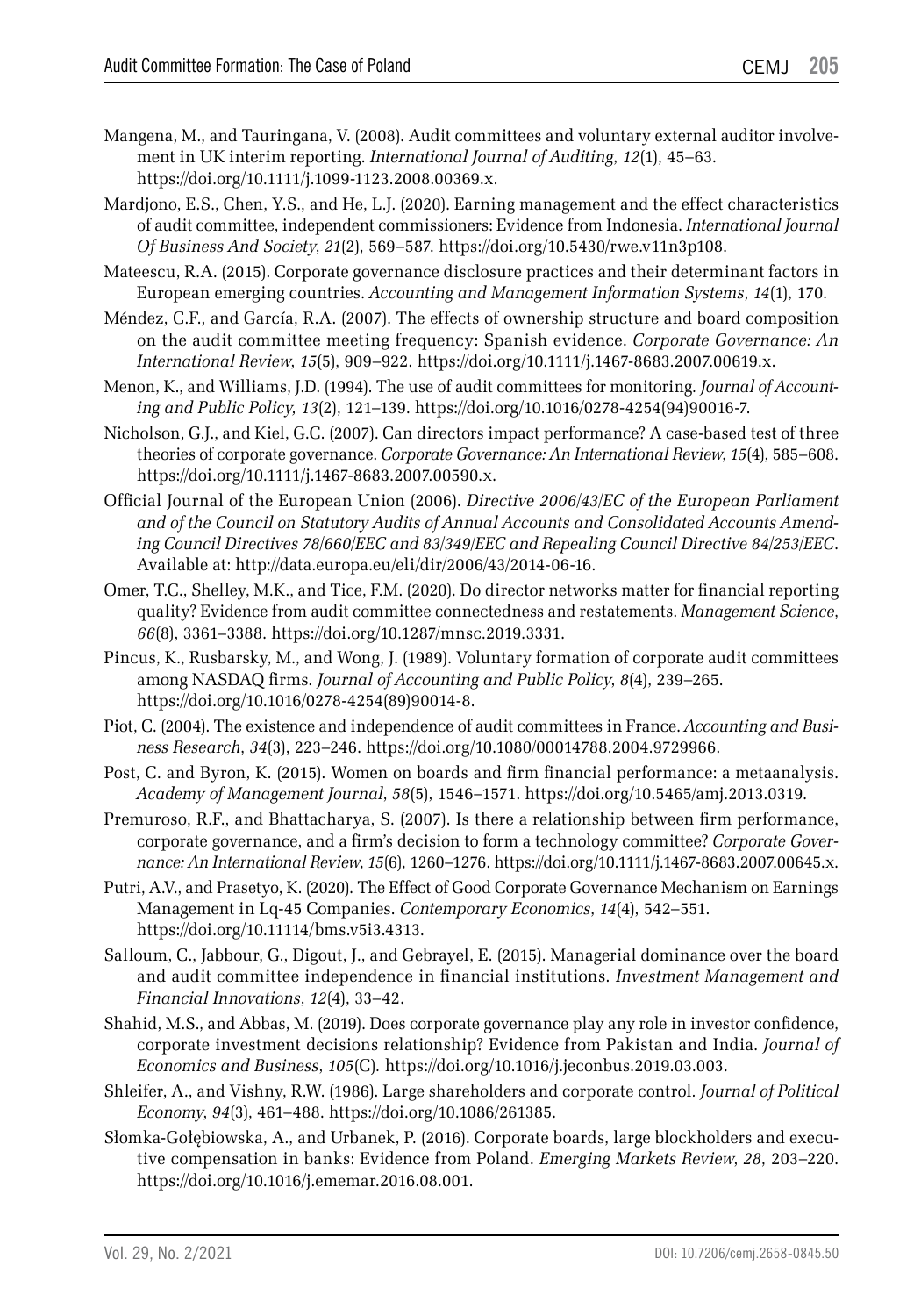Mangena, M., and Tauringana, V. (2008). Audit committees and voluntary external auditor involvement in UK interim reporting. *International Journal of Auditing*, *12*(1), 45–63. https://doi.org/10.1111/j.1099-1123.2008.00369.x.

Mardjono, E.S., Chen, Y.S., and He, L.J. (2020). Earning management and the effect characteristics of audit committee, independent commissioners: Evidence from Indonesia. *International Journal Of Business And Society*, *21*(2), 569–587. https://doi.org/10.5430/rwe.v11n3p108.

Mateescu, R.A. (2015). Corporate governance disclosure practices and their determinant factors in European emerging countries. *Accounting and Management Information Systems*, *14*(1), 170.

Méndez, C.F., and García, R.A. (2007). The effects of ownership structure and board composition on the audit committee meeting frequency: Spanish evidence. *Corporate Governance: An International Review*, *15*(5), 909–922. https://doi.org/10.1111/j.1467-8683.2007.00619.x.

Menon, K., and Williams, J.D. (1994). The use of audit committees for monitoring. *Journal of Accounting and Public Policy*, *13*(2), 121–139. https://doi.org/10.1016/0278-4254(94)90016-7.

Nicholson, G.J., and Kiel, G.C. (2007). Can directors impact performance? A case-based test of three theories of corporate governance. *Corporate Governance: An International Review*, *15*(4), 585–608. https://doi.org/10.1111/j.1467-8683.2007.00590.x.

Official Journal of the European Union (2006). *Directive 2006/43/EC of the European Parliament and of the Council on Statutory Audits of Annual Accounts and Consolidated Accounts Amending Council Directives 78/660/EEC and 83/349/EEC and Repealing Council Directive 84/253/EEC*. Available at: http://data.europa.eu/eli/dir/2006/43/2014-06-16.

Omer, T.C., Shelley, M.K., and Tice, F.M. (2020). Do director networks matter for financial reporting quality? Evidence from audit committee connectedness and restatements. *Management Science*, *66*(8), 3361–3388. https://doi.org/10.1287/mnsc.2019.3331.

Pincus, K., Rusbarsky, M., and Wong, J. (1989). Voluntary formation of corporate audit committees among NASDAQ firms. *Journal of Accounting and Public Policy*, *8*(4), 239–265. https://doi.org/10.1016/0278-4254(89)90014-8.

Piot, C. (2004). The existence and independence of audit committees in France. *Accounting and Business Research*, *34*(3), 223–246. https://doi.org/10.1080/00014788.2004.9729966.

Post, C. and Byron, K. (2015). Women on boards and firm financial performance: a metaanalysis. *Academy of Management Journal*, *58*(5), 1546–1571. https://doi.org/10.5465/amj.2013.0319.

Premuroso, R.F., and Bhattacharya, S. (2007). Is there a relationship between firm performance, corporate governance, and a firm's decision to form a technology committee? *Corporate Governance: An International Review*, *15*(6), 1260–1276. https://doi.org/10.1111/j.1467-8683.2007.00645.x.

Putri, A.V., and Prasetyo, K. (2020). The Effect of Good Corporate Governance Mechanism on Earnings Management in Lq-45 Companies. *Contemporary Economics*, *14*(4), 542–551. https://doi.org/10.11114/bms.v5i3.4313.

Salloum, C., Jabbour, G., Digout, J., and Gebrayel, E. (2015). Managerial dominance over the board and audit committee independence in financial institutions. *Investment Management and Financial Innovations*, *12*(4), 33–42.

Shahid, M.S., and Abbas, M. (2019). Does corporate governance play any role in investor confidence, corporate investment decisions relationship? Evidence from Pakistan and India. *Journal of Economics and Business*, *105*(C). https://doi.org/10.1016/j.jeconbus.2019.03.003.

Shleifer, A., and Vishny, R.W. (1986). Large shareholders and corporate control. *Journal of Political Economy*, *94*(3), 461–488. https://doi.org/10.1086/261385.

Słomka-Gołębiowska, A., and Urbanek, P. (2016). Corporate boards, large blockholders and executive compensation in banks: Evidence from Poland. *Emerging Markets Review*, *28*, 203–220. https://doi.org/10.1016/j.ememar.2016.08.001.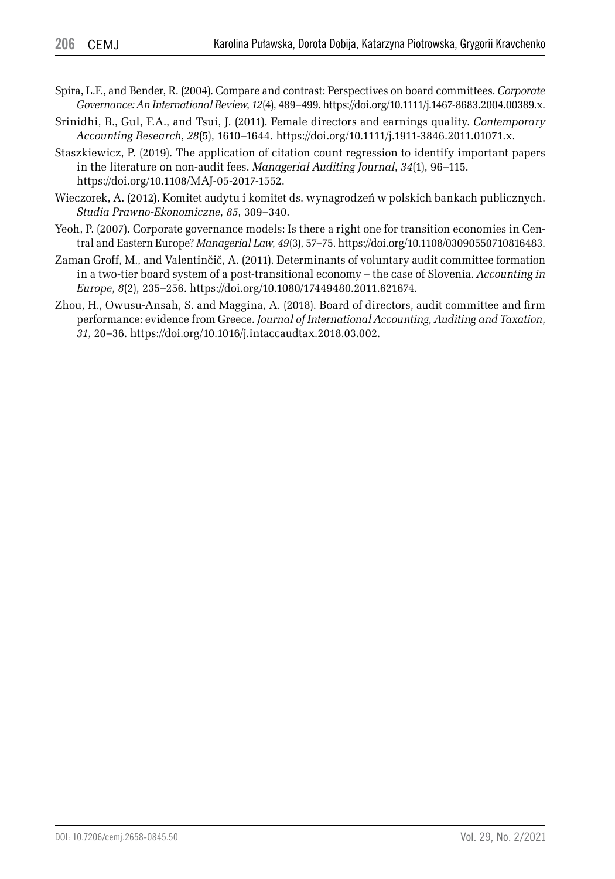Spira, L.F., and Bender, R. (2004). Compare and contrast: Perspectives on board committees. *Corporate Governance: An International Review*, *12*(4), 489–499. https://doi.org/10.1111/j.1467-8683.2004.00389.x.

Srinidhi, B., Gul, F.A., and Tsui, J. (2011). Female directors and earnings quality. *Contemporary Accounting Research*, *28*(5), 1610–1644. https://doi.org/10.1111/j.1911-3846.2011.01071.x.

Staszkiewicz, P. (2019). The application of citation count regression to identify important papers in the literature on non-audit fees. *Managerial Auditing Journal*, *34*(1), 96–115. https://doi.org/10.1108/MAJ-05-2017-1552.

Wieczorek, A. (2012). Komitet audytu i komitet ds. wynagrodzeń w polskich bankach publicznych. *Studia Prawno-Ekonomiczne*, *85*, 309–340.

Yeoh, P. (2007). Corporate governance models: Is there a right one for transition economies in Central and Eastern Europe? *Managerial Law*, *49*(3), 57–75. https://doi.org/10.1108/03090550710816483.

Zaman Groff, M., and Valentinčič, A. (2011). Determinants of voluntary audit committee formation in a two-tier board system of a post-transitional economy – the case of Slovenia. *Accounting in Europe*, *8*(2), 235–256. https://doi.org/10.1080/17449480.2011.621674.

Zhou, H., Owusu-Ansah, S. and Maggina, A. (2018). Board of directors, audit committee and firm performance: evidence from Greece. *Journal of International Accounting, Auditing and Taxation*, *31*, 20–36. https://doi.org/10.1016/j.intaccaudtax.2018.03.002.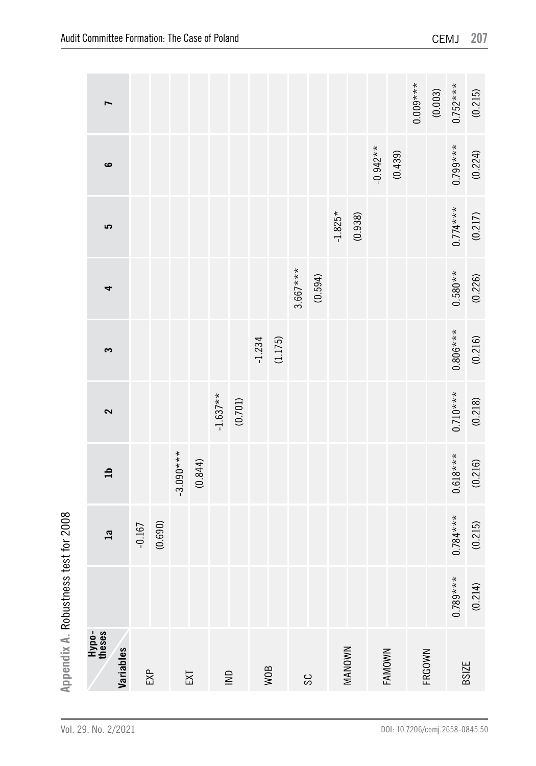**Appendix A.** Robustness test for 2008

| Variables \ Hypotheses | | 1a | 1b | 2 | 3 | 4 | 5 | 6 | 7 |
|---|---|---|---|---|---|---|---|---|---|
| EXP | | -0.167 | | | | | | | |
| | | (0.690) | | | | | | | |
| EXT | | | -3.090*** | | | | | | |
| | | | (0.844) | | | | | | |
| IND | | | | -1.637** | | | | | |
| | | | | (0.701) | | | | | |
| WOB | | | | | -1.234 | | | | |
| | | | | | (1.175) | | | | |
| SC | | | | | | 3.667*** | | | |
| | | | | | | (0.594) | | | |
| MANOWN | | | | | | | -1.825* | | |
| | | | | | | | (0.938) | | |
| FAMOWN | | | | | | | | -0.942** | |
| | | | | | | | | (0.439) | |
| FRGOWN | | | | | | | | | 0.009*** |
| | | | | | | | | | (0.003) |
| BSIZE | 0.789*** | 0.784*** | 0.618*** | 0.710*** | 0.806*** | 0.580** | 0.774*** | 0.799*** | 0.752*** |
| | (0.214) | (0.215) | (0.216) | (0.218) | (0.216) | (0.226) | (0.217) | (0.224) | (0.215) |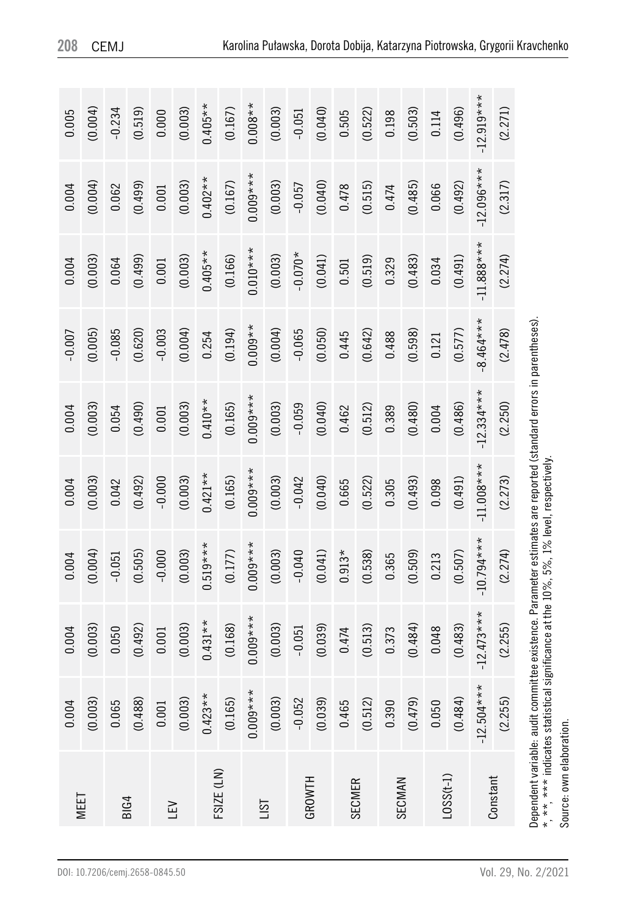| | | | | | | | | | |
|---|---|---|---|---|---|---|---|---|---|
| MEET | 0.004 | 0.004 | 0.004 | 0.004 | 0.004 | -0.007 | 0.004 | 0.004 | 0.005 |
| | (0.003) | (0.003) | (0.004) | (0.003) | (0.003) | (0.005) | (0.003) | (0.004) | (0.004) |
| BIG4 | 0.065 | 0.050 | -0.051 | 0.042 | 0.054 | -0.085 | 0.064 | 0.062 | -0.234 |
| | (0.488) | (0.492) | (0.505) | (0.492) | (0.490) | (0.620) | (0.499) | (0.499) | (0.519) |
| LEV | 0.001 | 0.001 | -0.000 | -0.000 | 0.001 | -0.003 | 0.001 | 0.001 | 0.000 |
| | (0.003) | (0.003) | (0.003) | (0.003) | (0.003) | (0.004) | (0.003) | (0.003) | (0.003) |
| FSIZE (LN) | 0.423** | 0.431** | 0.519*** | 0.421** | 0.410** | 0.254 | 0.405** | 0.402** | 0.405** |
| | (0.165) | (0.168) | (0.177) | (0.165) | (0.165) | (0.194) | (0.166) | (0.167) | (0.167) |
| LIST | 0.009*** | 0.009*** | 0.009*** | 0.009*** | 0.009*** | 0.009** | 0.010*** | 0.009*** | 0.008** |
| | (0.003) | (0.003) | (0.003) | (0.003) | (0.003) | (0.004) | (0.003) | (0.003) | (0.003) |
| GROWTH | -0.052 | -0.051 | -0.040 | -0.042 | -0.059 | -0.065 | -0.070* | -0.057 | -0.051 |
| | (0.039) | (0.039) | (0.041) | (0.040) | (0.040) | (0.050) | (0.041) | (0.040) | (0.040) |
| SECMER | 0.465 | 0.474 | 0.913* | 0.665 | 0.462 | 0.445 | 0.501 | 0.478 | 0.505 |
| | (0.512) | (0.513) | (0.538) | (0.522) | (0.512) | (0.642) | (0.519) | (0.515) | (0.522) |
| SECMAN | 0.390 | 0.373 | 0.365 | 0.305 | 0.389 | 0.488 | 0.329 | 0.474 | 0.198 |
| | (0.479) | (0.484) | (0.509) | (0.493) | (0.480) | (0.598) | (0.483) | (0.485) | (0.503) |
| LOSS(t-1) | 0.050 | 0.048 | 0.213 | 0.098 | 0.004 | 0.121 | 0.034 | 0.066 | 0.114 |
| | (0.484) | (0.483) | (0.507) | (0.491) | (0.486) | (0.577) | (0.491) | (0.492) | (0.496) |
| Constant | -12.504*** | -12.473*** | -10.794*** | -11.008*** | -12.334*** | -8.464*** | -11.888*** | -12.096*** | -12.919*** |
| | (2.255) | (2.255) | (2.274) | (2.273) | (2.250) | (2.478) | (2.274) | (2.317) | (2.271) |

Dependent variable: audit committee existence. Parameter estimates are reported (standard errors in parentheses).
*, **, *** indicates statistical significance at the 10%, 5%, 1% level, respectively.
Source: own elaboration.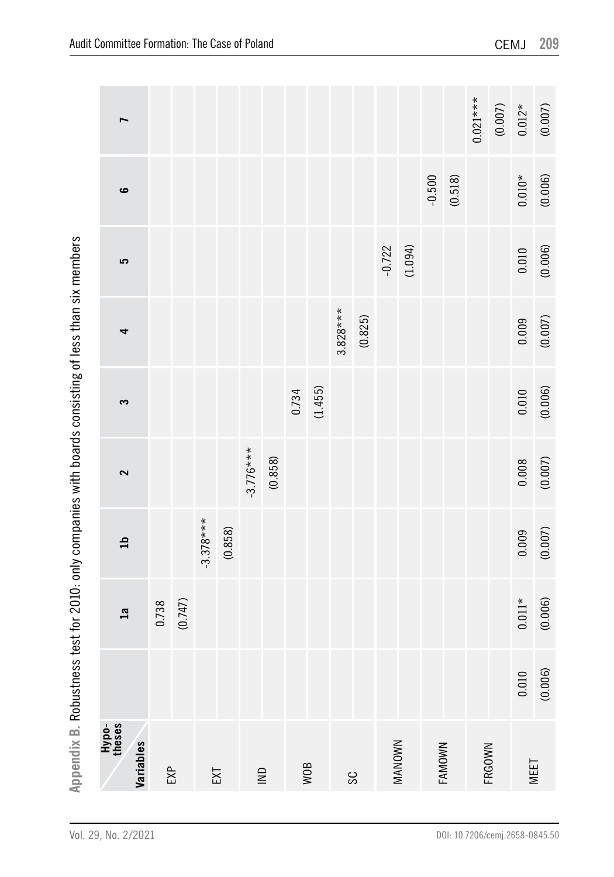**Appendix B.** Robustness test for 2010: only companies with boards consisting of less than six members

| Variables \ Hypotheses | | 1a | 1b | 2 | 3 | 4 | 5 | 6 | 7 |
|---|---|---|---|---|---|---|---|---|---|
| EXP | | 0.738 | | | | | | | |
| | | (0.747) | | | | | | | |
| EXT | | | -3.378*** | | | | | | |
| | | | (0.858) | | | | | | |
| IND | | | | -3.776*** | | | | | |
| | | | | (0.858) | | | | | |
| WOB | | | | | 0.734 | | | | |
| | | | | | (1.455) | | | | |
| SC | | | | | | 3.828*** | | | |
| | | | | | | (0.825) | | | |
| MANOWN | | | | | | | -0.722 | | |
| | | | | | | | (1.094) | | |
| FAMOWN | | | | | | | | -0.500 | |
| | | | | | | | | (0.518) | |
| FRGOWN | | | | | | | | | 0.021*** |
| | | | | | | | | | (0.007) |
| MEET | 0.010 | 0.011* | 0.009 | 0.008 | 0.010 | 0.009 | 0.010 | 0.010* | 0.012* |
| | (0.006) | (0.006) | (0.007) | (0.007) | (0.006) | (0.007) | (0.006) | (0.006) | (0.007) |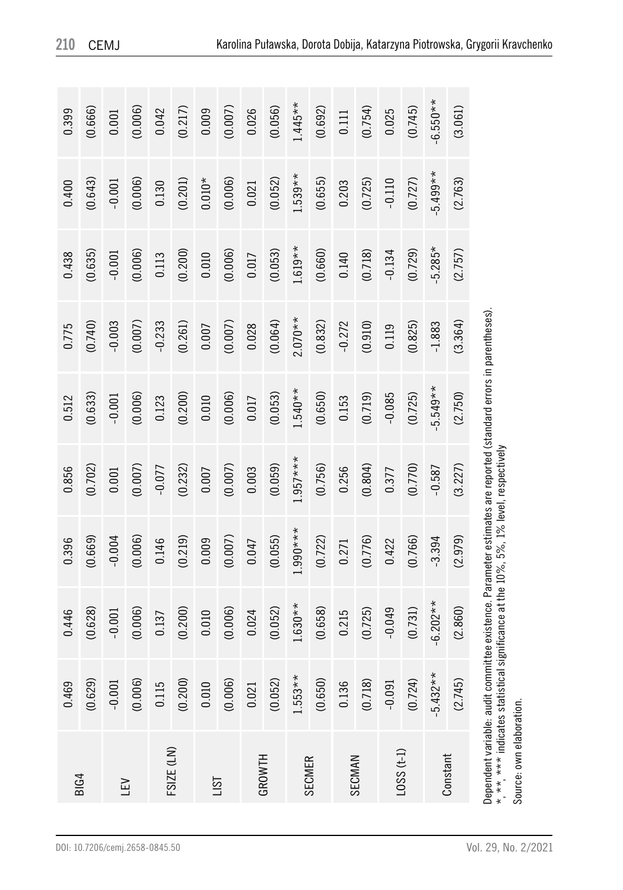| | | | | | | | | | |
|---|---|---|---|---|---|---|---|---|---|
| BIG4 | 0.469 | 0.446 | 0.396 | 0.856 | 0.512 | 0.775 | 0.438 | 0.400 | 0.399 |
| | (0.629) | (0.628) | (0.669) | (0.702) | (0.633) | (0.740) | (0.635) | (0.643) | (0.666) |
| LEV | -0.001 | -0.001 | -0.004 | 0.001 | -0.001 | -0.003 | -0.001 | -0.001 | 0.001 |
| | (0.006) | (0.006) | (0.006) | (0.007) | (0.006) | (0.007) | (0.006) | (0.006) | (0.006) |
| FSIZE (LN) | 0.115 | 0.137 | 0.146 | -0.077 | 0.123 | -0.233 | 0.113 | 0.130 | 0.042 |
| | (0.200) | (0.200) | (0.219) | (0.232) | (0.200) | (0.261) | (0.200) | (0.201) | (0.217) |
| LIST | 0.010 | 0.010 | 0.009 | 0.007 | 0.010 | 0.007 | 0.010 | 0.010* | 0.009 |
| | (0.006) | (0.006) | (0.007) | (0.007) | (0.006) | (0.007) | (0.006) | (0.006) | (0.007) |
| GROWTH | 0.021 | 0.024 | 0.047 | 0.003 | 0.017 | 0.028 | 0.017 | 0.021 | 0.026 |
| | (0.052) | (0.052) | (0.055) | (0.059) | (0.053) | (0.064) | (0.053) | (0.052) | (0.056) |
| SECMER | 1.553** | 1.630** | 1.990*** | 1.957*** | 1.540** | 2.070** | 1.619** | 1.539** | 1.445** |
| | (0.650) | (0.658) | (0.722) | (0.756) | (0.650) | (0.832) | (0.660) | (0.655) | (0.692) |
| SECMAN | 0.136 | 0.215 | 0.271 | 0.256 | 0.153 | -0.272 | 0.140 | 0.203 | 0.111 |
| | (0.718) | (0.725) | (0.776) | (0.804) | (0.719) | (0.910) | (0.718) | (0.725) | (0.754) |
| LOSS (t-1) | -0.091 | -0.049 | 0.422 | 0.377 | -0.085 | 0.119 | -0.134 | -0.110 | 0.025 |
| | (0.724) | (0.731) | (0.766) | (0.770) | (0.725) | (0.825) | (0.729) | (0.727) | (0.745) |
| Constant | -5.432** | -6.202** | -3.394 | -0.587 | -5.549** | -1.883 | -5.285* | -5.499** | -6.550** |
| | (2.745) | (2.860) | (2.979) | (3.227) | (2.750) | (3.364) | (2.757) | (2.763) | (3.061) |

Dependent variable: audit committee existence. Parameter estimates are reported (standard errors in parentheses).
*, **, *** indicates statistical significance at the 10%, 5%, 1% level, respectively

Source: own elaboration.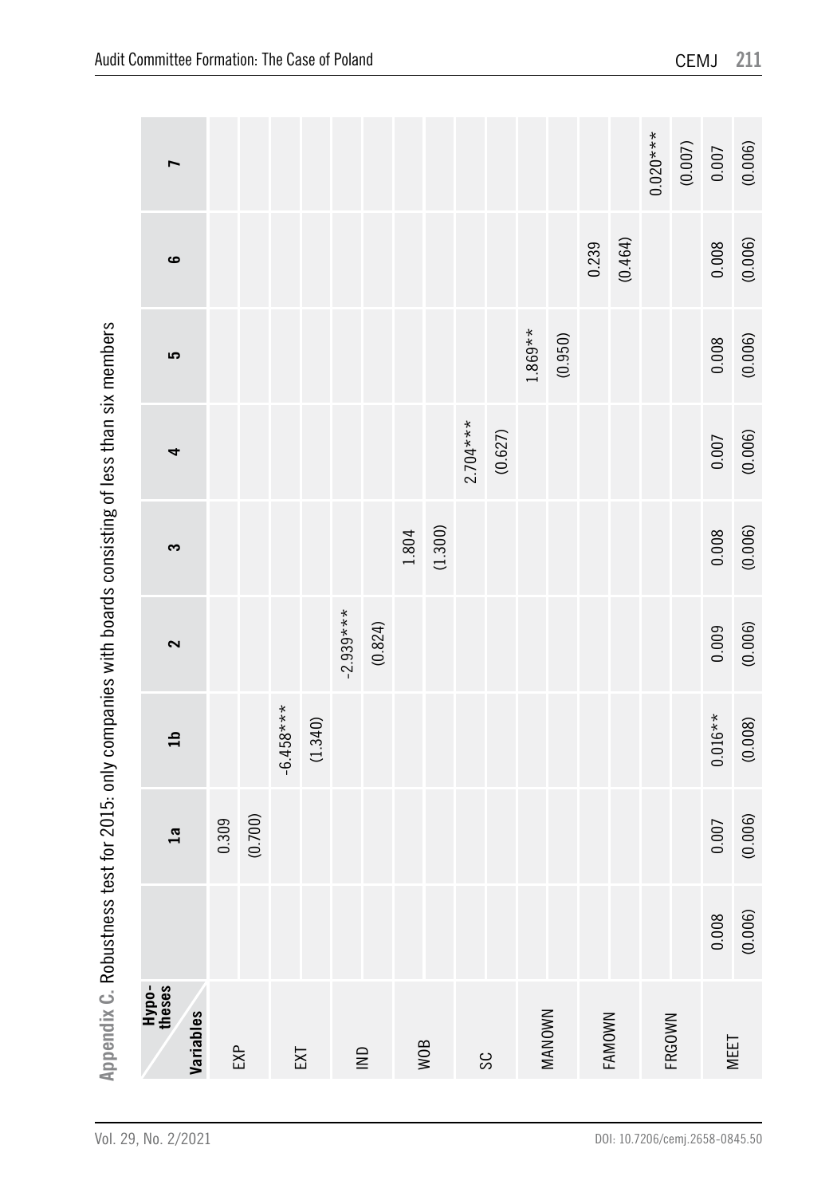**Appendix C.** Robustness test for 2015: only companies with boards consisting of less than six members

| Variables \ Hypotheses | | 1a | 1b | 2 | 3 | 4 | 5 | 6 | 7 |
|---|---|---|---|---|---|---|---|---|---|
| EXP | | 0.309 | | | | | | | |
| | | (0.700) | | | | | | | |
| EXT | | | -6.458*** | | | | | | |
| | | | (1.340) | | | | | | |
| IND | | | | -2.939*** | | | | | |
| | | | | (0.824) | | | | | |
| WOB | | | | | 1.804 | | | | |
| | | | | | (1.300) | | | | |
| SC | | | | | | 2.704*** | | | |
| | | | | | | (0.627) | | | |
| MANOWN | | | | | | | 1.869** | | |
| | | | | | | | (0.950) | | |
| FAMOWN | | | | | | | | 0.239 | |
| | | | | | | | | (0.464) | |
| FRGOWN | | | | | | | | | 0.020*** |
| | | | | | | | | | (0.007) |
| MEET | 0.008 | 0.007 | 0.016** | 0.009 | 0.008 | 0.007 | 0.008 | 0.008 | 0.007 |
| | (0.006) | (0.006) | (0.008) | (0.006) | (0.006) | (0.006) | (0.006) | (0.006) | (0.006) |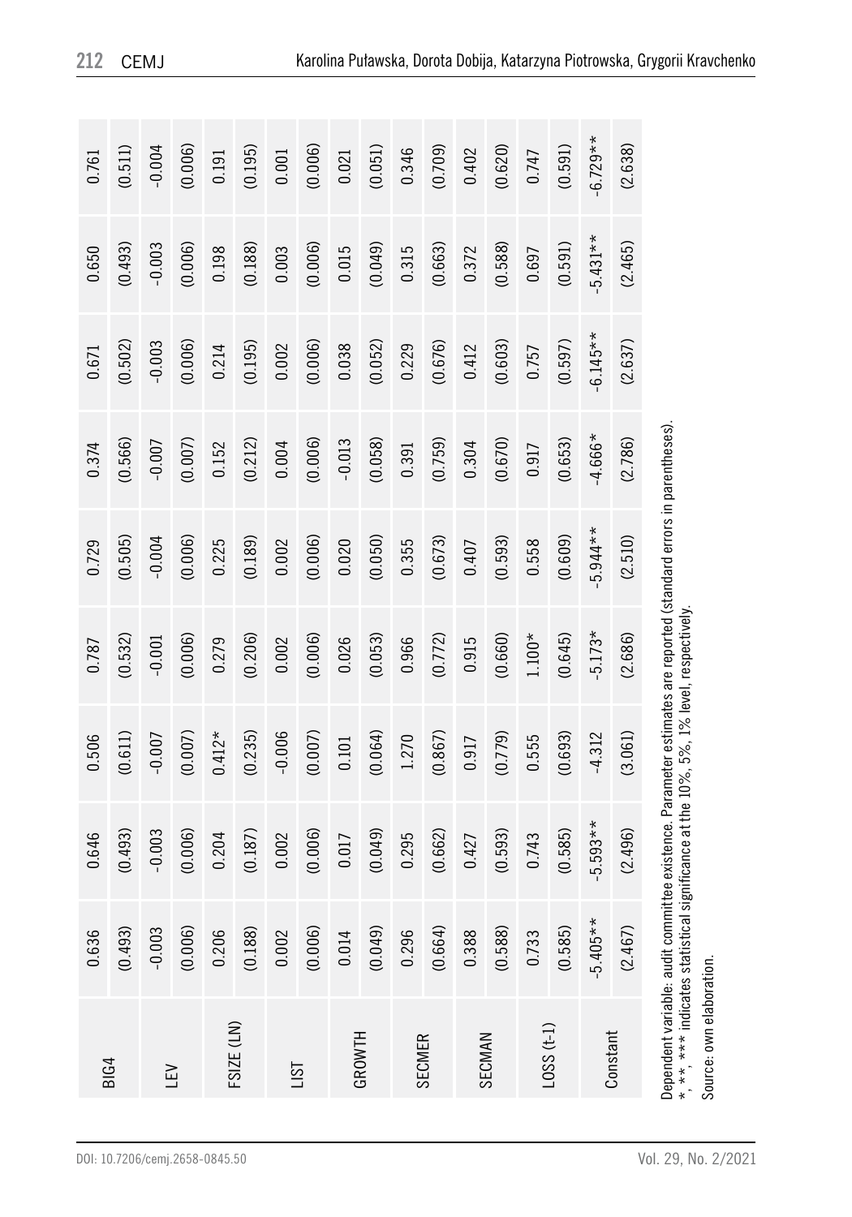| | | | | | | | | | |
|---|---|---|---|---|---|---|---|---|---|
| BIG4 | 0.636 | 0.646 | 0.506 | 0.787 | 0.729 | 0.374 | 0.671 | 0.650 | 0.761 |
| | (0.493) | (0.493) | (0.611) | (0.532) | (0.505) | (0.566) | (0.502) | (0.493) | (0.511) |
| LEV | -0.003 | -0.003 | -0.007 | -0.001 | -0.004 | -0.007 | -0.003 | -0.003 | -0.004 |
| | (0.006) | (0.006) | (0.007) | (0.006) | (0.006) | (0.007) | (0.006) | (0.006) | (0.006) |
| FSIZE (LN) | 0.206 | 0.204 | 0.412* | 0.279 | 0.225 | 0.152 | 0.214 | 0.198 | 0.191 |
| | (0.188) | (0.187) | (0.235) | (0.206) | (0.189) | (0.212) | (0.195) | (0.188) | (0.195) |
| LIST | 0.002 | 0.002 | -0.006 | 0.002 | 0.002 | 0.004 | 0.002 | 0.003 | 0.001 |
| | (0.006) | (0.006) | (0.007) | (0.006) | (0.006) | (0.006) | (0.006) | (0.006) | (0.006) |
| GROWTH | 0.014 | 0.017 | 0.101 | 0.026 | 0.020 | -0.013 | 0.038 | 0.015 | 0.021 |
| | (0.049) | (0.049) | (0.064) | (0.053) | (0.050) | (0.058) | (0.052) | (0.049) | (0.051) |
| SECMER | 0.296 | 0.295 | 1.270 | 0.966 | 0.355 | 0.391 | 0.229 | 0.315 | 0.346 |
| | (0.664) | (0.662) | (0.867) | (0.772) | (0.673) | (0.759) | (0.676) | (0.663) | (0.709) |
| SECMAN | 0.388 | 0.427 | 0.917 | 0.915 | 0.407 | 0.304 | 0.412 | 0.372 | 0.402 |
| | (0.588) | (0.593) | (0.779) | (0.660) | (0.593) | (0.670) | (0.603) | (0.588) | (0.620) |
| LOSS (t-1) | 0.733 | 0.743 | 0.555 | 1.100* | 0.558 | 0.917 | 0.757 | 0.697 | 0.747 |
| | (0.585) | (0.585) | (0.693) | (0.645) | (0.609) | (0.653) | (0.597) | (0.591) | (0.591) |
| Constant | -5.405** | -5.593** | -4.312 | -5.173* | -5.944** | -4.666* | -6.145** | -5.431** | -6.729** |
| | (2.467) | (2.496) | (3.061) | (2.686) | (2.510) | (2.786) | (2.637) | (2.465) | (2.638) |

Dependent variable: audit committee existence. Parameter estimates are reported (standard errors in parentheses).
*, **, *** indicates statistical significance at the 10%, 5%, 1% level, respectively.

Source: own elaboration.